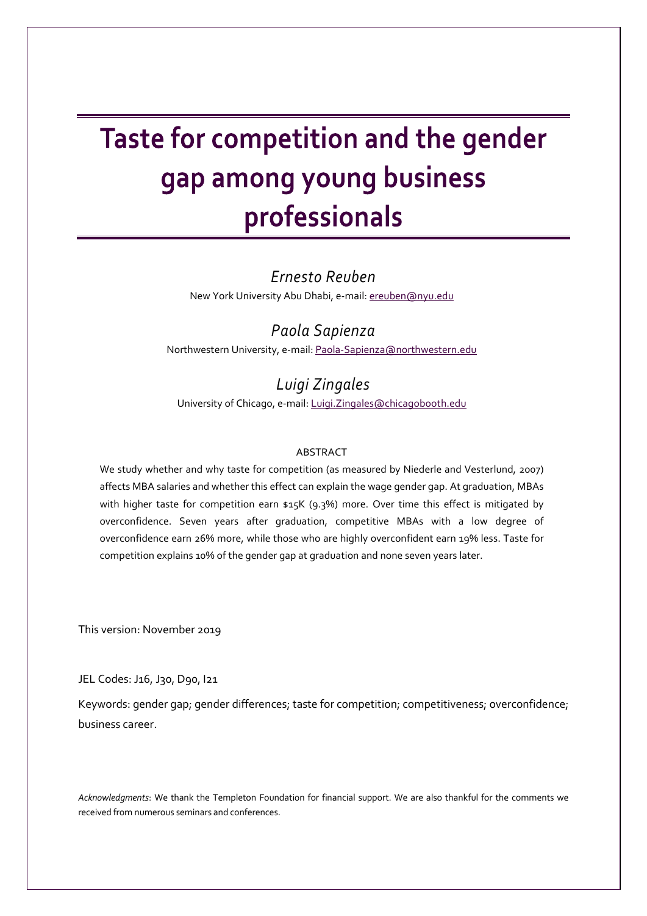# Taste for competition and the gender gap among young business professionals

*Ernesto Reuben*

New York University Abu Dhabi, e-mail: ereuben@nyu.edu

*Paola Sapienza*

Northwestern University, e-mail: Paola-Sapienza@northwestern.edu

*Luigi Zingales*

University of Chicago, e-mail: Luigi.Zingales@chicagobooth.edu

ABSTRACT

We study whether and why taste for competition (as measured by Niederle and Vesterlund, 2007) affects MBA salaries and whether this effect can explain the wage gender gap. At graduation, MBAs with higher taste for competition earn $15K (9.3%) more. Over time this effect is mitigated by overconfidence. Seven years after graduation, competitive MBAs with a low degree of overconfidence earn 26% more, while those who are highly overconfident earn 19% less. Taste for competition explains 10% of the gender gap at graduation and none seven years later.

This version: November 2019

JEL Codes: J16, J30, D90, I21

Keywords: gender gap; gender differences; taste for competition; competitiveness; overconfidence; business career.

*Acknowledgments*: We thank the Templeton Foundation for financial support. We are also thankful for the comments we received from numerous seminars and conferences.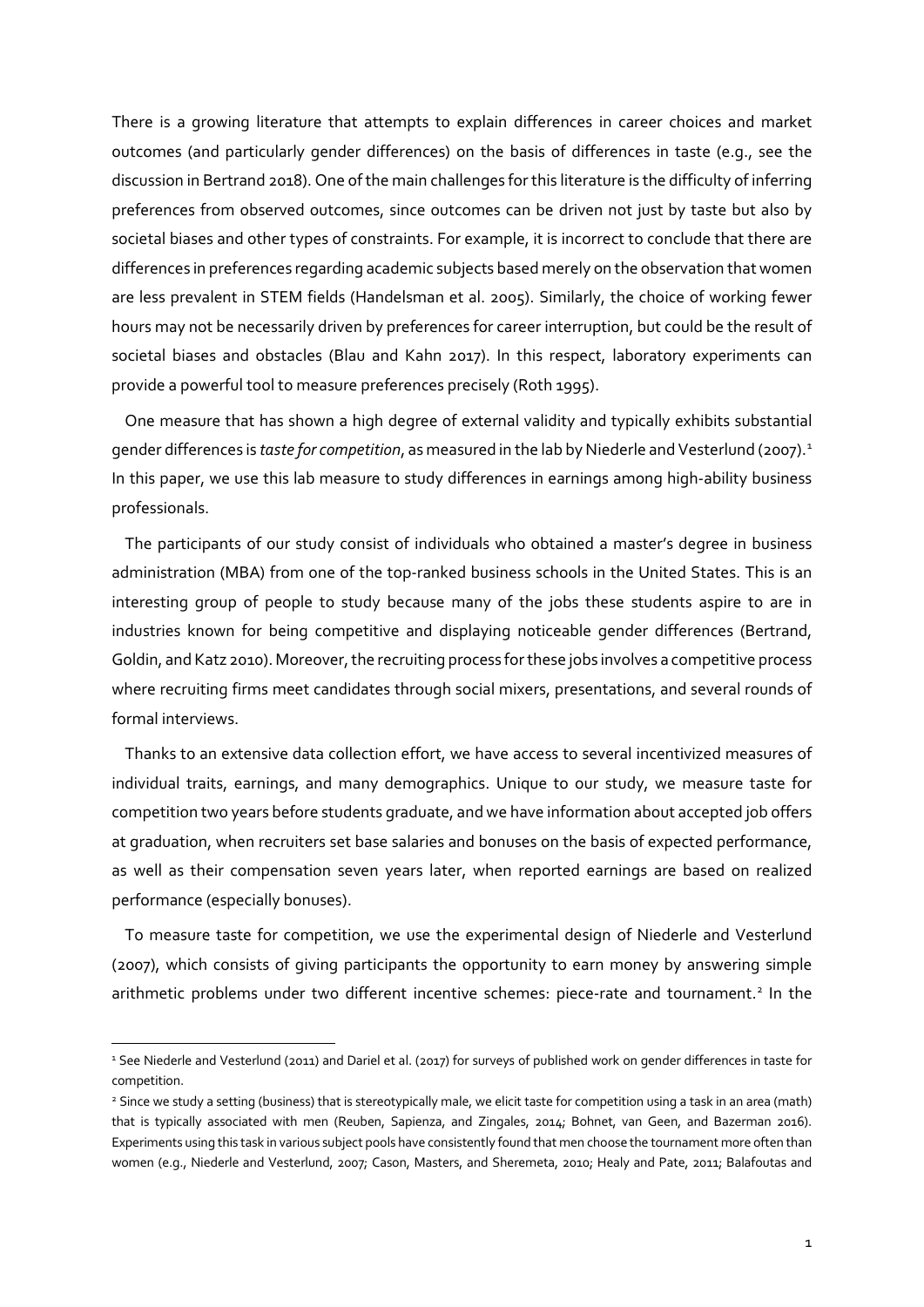There is a growing literature that attempts to explain differences in career choices and market outcomes (and particularly gender differences) on the basis of differences in taste (e.g., see the discussion in Bertrand 2018). One of the main challenges for this literature is the difficulty of inferring preferences from observed outcomes, since outcomes can be driven not just by taste but also by societal biases and other types of constraints. For example, it is incorrect to conclude that there are differences in preferences regarding academic subjects based merely on the observation that women are less prevalent in STEM fields (Handelsman et al. 2005). Similarly, the choice of working fewer hours may not be necessarily driven by preferences for career interruption, but could be the result of societal biases and obstacles (Blau and Kahn 2017). In this respect, laboratory experiments can provide a powerful tool to measure preferences precisely (Roth 1995).

One measure that has shown a high degree of external validity and typically exhibits substantial gender differences is *taste for competition*, as measured in the lab by Niederle and Vesterlund (2007).[1] In this paper, we use this lab measure to study differences in earnings among high-ability business professionals.

The participants of our study consist of individuals who obtained a master's degree in business administration (MBA) from one of the top-ranked business schools in the United States. This is an interesting group of people to study because many of the jobs these students aspire to are in industries known for being competitive and displaying noticeable gender differences (Bertrand, Goldin, and Katz 2010). Moreover, the recruiting process for these jobs involves a competitive process where recruiting firms meet candidates through social mixers, presentations, and several rounds of formal interviews.

Thanks to an extensive data collection effort, we have access to several incentivized measures of individual traits, earnings, and many demographics. Unique to our study, we measure taste for competition two years before students graduate, and we have information about accepted job offers at graduation, when recruiters set base salaries and bonuses on the basis of expected performance, as well as their compensation seven years later, when reported earnings are based on realized performance (especially bonuses).

To measure taste for competition, we use the experimental design of Niederle and Vesterlund (2007), which consists of giving participants the opportunity to earn money by answering simple arithmetic problems under two different incentive schemes: piece-rate and tournament.[2] In the

---

[1] See Niederle and Vesterlund (2011) and Dariel et al. (2017) for surveys of published work on gender differences in taste for competition.

[2] Since we study a setting (business) that is stereotypically male, we elicit taste for competition using a task in an area (math) that is typically associated with men (Reuben, Sapienza, and Zingales, 2014; Bohnet, van Geen, and Bazerman 2016). Experiments using this task in various subject pools have consistently found that men choose the tournament more often than women (e.g., Niederle and Vesterlund, 2007; Cason, Masters, and Sheremeta, 2010; Healy and Pate, 2011; Balafoutas and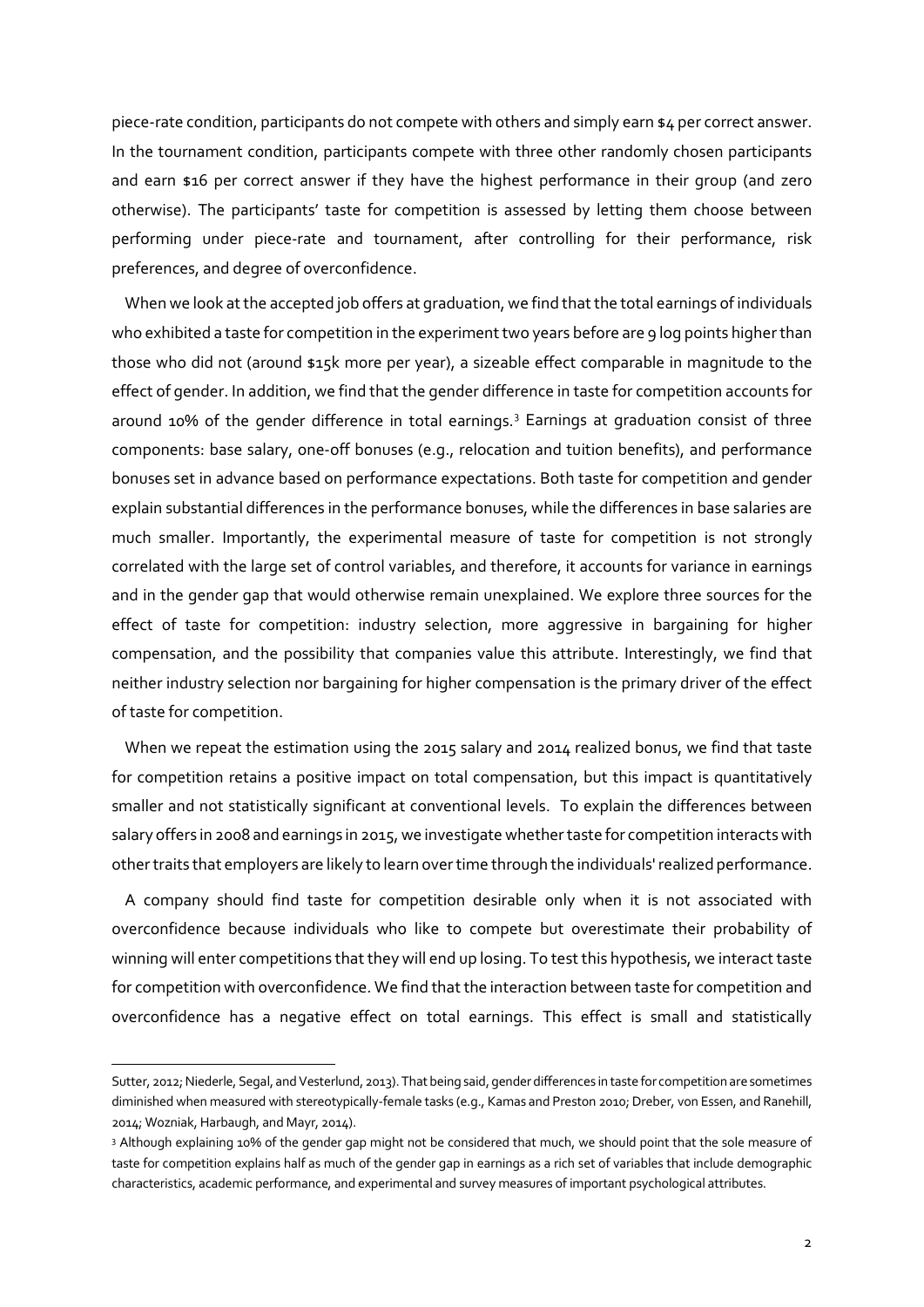piece-rate condition, participants do not compete with others and simply earn $4 per correct answer. In the tournament condition, participants compete with three other randomly chosen participants and earn $16 per correct answer if they have the highest performance in their group (and zero otherwise). The participants' taste for competition is assessed by letting them choose between performing under piece-rate and tournament, after controlling for their performance, risk preferences, and degree of overconfidence.

When we look at the accepted job offers at graduation, we find that the total earnings of individuals who exhibited a taste for competition in the experiment two years before are 9 log points higher than those who did not (around $15k more per year), a sizeable effect comparable in magnitude to the effect of gender. In addition, we find that the gender difference in taste for competition accounts for around 10% of the gender difference in total earnings.[3] Earnings at graduation consist of three components: base salary, one-off bonuses (e.g., relocation and tuition benefits), and performance bonuses set in advance based on performance expectations. Both taste for competition and gender explain substantial differences in the performance bonuses, while the differences in base salaries are much smaller. Importantly, the experimental measure of taste for competition is not strongly correlated with the large set of control variables, and therefore, it accounts for variance in earnings and in the gender gap that would otherwise remain unexplained. We explore three sources for the effect of taste for competition: industry selection, more aggressive in bargaining for higher compensation, and the possibility that companies value this attribute. Interestingly, we find that neither industry selection nor bargaining for higher compensation is the primary driver of the effect of taste for competition.

When we repeat the estimation using the 2015 salary and 2014 realized bonus, we find that taste for competition retains a positive impact on total compensation, but this impact is quantitatively smaller and not statistically significant at conventional levels. To explain the differences between salary offers in 2008 and earnings in 2015, we investigate whether taste for competition interacts with other traits that employers are likely to learn over time through the individuals' realized performance.

A company should find taste for competition desirable only when it is not associated with overconfidence because individuals who like to compete but overestimate their probability of winning will enter competitions that they will end up losing. To test this hypothesis, we interact taste for competition with overconfidence. We find that the interaction between taste for competition and overconfidence has a negative effect on total earnings. This effect is small and statistically

---

Sutter, 2012; Niederle, Segal, and Vesterlund, 2013). That being said, gender differences in taste for competition are sometimes diminished when measured with stereotypically-female tasks (e.g., Kamas and Preston 2010; Dreber, von Essen, and Ranehill, 2014; Wozniak, Harbaugh, and Mayr, 2014).

[3] Although explaining 10% of the gender gap might not be considered that much, we should point that the sole measure of taste for competition explains half as much of the gender gap in earnings as a rich set of variables that include demographic characteristics, academic performance, and experimental and survey measures of important psychological attributes.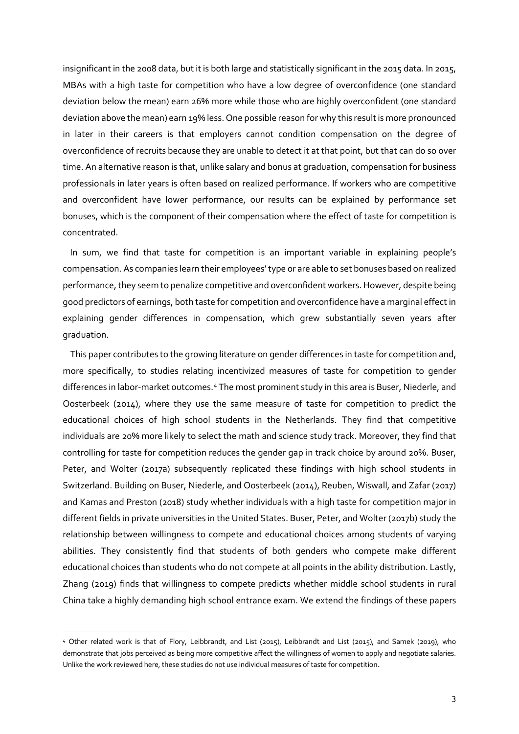insignificant in the 2008 data, but it is both large and statistically significant in the 2015 data. In 2015, MBAs with a high taste for competition who have a low degree of overconfidence (one standard deviation below the mean) earn 26% more while those who are highly overconfident (one standard deviation above the mean) earn 19% less. One possible reason for why this result is more pronounced in later in their careers is that employers cannot condition compensation on the degree of overconfidence of recruits because they are unable to detect it at that point, but that can do so over time. An alternative reason is that, unlike salary and bonus at graduation, compensation for business professionals in later years is often based on realized performance. If workers who are competitive and overconfident have lower performance, our results can be explained by performance set bonuses, which is the component of their compensation where the effect of taste for competition is concentrated.

In sum, we find that taste for competition is an important variable in explaining people's compensation. As companies learn their employees' type or are able to set bonuses based on realized performance, they seem to penalize competitive and overconfident workers. However, despite being good predictors of earnings, both taste for competition and overconfidence have a marginal effect in explaining gender differences in compensation, which grew substantially seven years after graduation.

This paper contributes to the growing literature on gender differences in taste for competition and, more specifically, to studies relating incentivized measures of taste for competition to gender differences in labor-market outcomes.[4] The most prominent study in this area is Buser, Niederle, and Oosterbeek (2014), where they use the same measure of taste for competition to predict the educational choices of high school students in the Netherlands. They find that competitive individuals are 20% more likely to select the math and science study track. Moreover, they find that controlling for taste for competition reduces the gender gap in track choice by around 20%. Buser, Peter, and Wolter (2017a) subsequently replicated these findings with high school students in Switzerland. Building on Buser, Niederle, and Oosterbeek (2014), Reuben, Wiswall, and Zafar (2017) and Kamas and Preston (2018) study whether individuals with a high taste for competition major in different fields in private universities in the United States. Buser, Peter, and Wolter (2017b) study the relationship between willingness to compete and educational choices among students of varying abilities. They consistently find that students of both genders who compete make different educational choices than students who do not compete at all points in the ability distribution. Lastly, Zhang (2019) finds that willingness to compete predicts whether middle school students in rural China take a highly demanding high school entrance exam. We extend the findings of these papers

[4] Other related work is that of Flory, Leibbrandt, and List (2015), Leibbrandt and List (2015), and Samek (2019), who demonstrate that jobs perceived as being more competitive affect the willingness of women to apply and negotiate salaries. Unlike the work reviewed here, these studies do not use individual measures of taste for competition.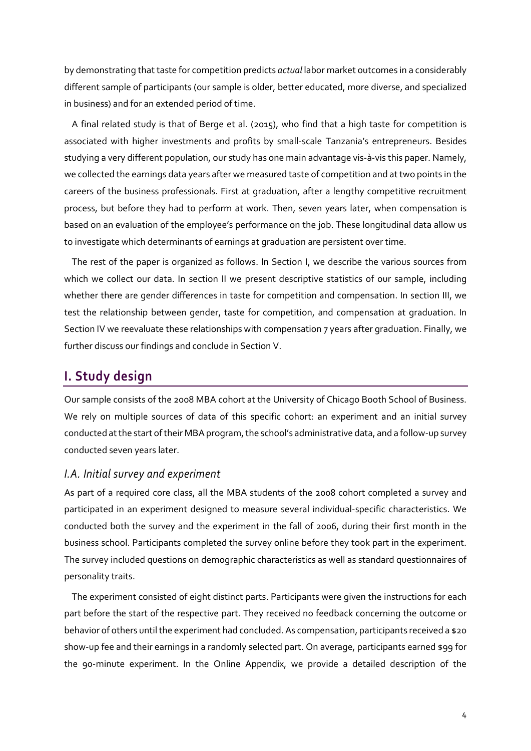by demonstrating that taste for competition predicts *actual* labor market outcomes in a considerably different sample of participants (our sample is older, better educated, more diverse, and specialized in business) and for an extended period of time.

A final related study is that of Berge et al. (2015), who find that a high taste for competition is associated with higher investments and profits by small-scale Tanzania's entrepreneurs. Besides studying a very different population, our study has one main advantage vis-à-vis this paper. Namely, we collected the earnings data years after we measured taste of competition and at two points in the careers of the business professionals. First at graduation, after a lengthy competitive recruitment process, but before they had to perform at work. Then, seven years later, when compensation is based on an evaluation of the employee's performance on the job. These longitudinal data allow us to investigate which determinants of earnings at graduation are persistent over time.

The rest of the paper is organized as follows. In Section I, we describe the various sources from which we collect our data. In section II we present descriptive statistics of our sample, including whether there are gender differences in taste for competition and compensation. In section III, we test the relationship between gender, taste for competition, and compensation at graduation. In Section IV we reevaluate these relationships with compensation 7 years after graduation. Finally, we further discuss our findings and conclude in Section V.

# I. Study design

Our sample consists of the 2008 MBA cohort at the University of Chicago Booth School of Business. We rely on multiple sources of data of this specific cohort: an experiment and an initial survey conducted at the start of their MBA program, the school's administrative data, and a follow-up survey conducted seven years later.

## *I.A. Initial survey and experiment*

As part of a required core class, all the MBA students of the 2008 cohort completed a survey and participated in an experiment designed to measure several individual-specific characteristics. We conducted both the survey and the experiment in the fall of 2006, during their first month in the business school. Participants completed the survey online before they took part in the experiment. The survey included questions on demographic characteristics as well as standard questionnaires of personality traits.

The experiment consisted of eight distinct parts. Participants were given the instructions for each part before the start of the respective part. They received no feedback concerning the outcome or behavior of others until the experiment had concluded. As compensation, participants received a $20 show-up fee and their earnings in a randomly selected part. On average, participants earned $99 for the 90-minute experiment. In the Online Appendix, we provide a detailed description of the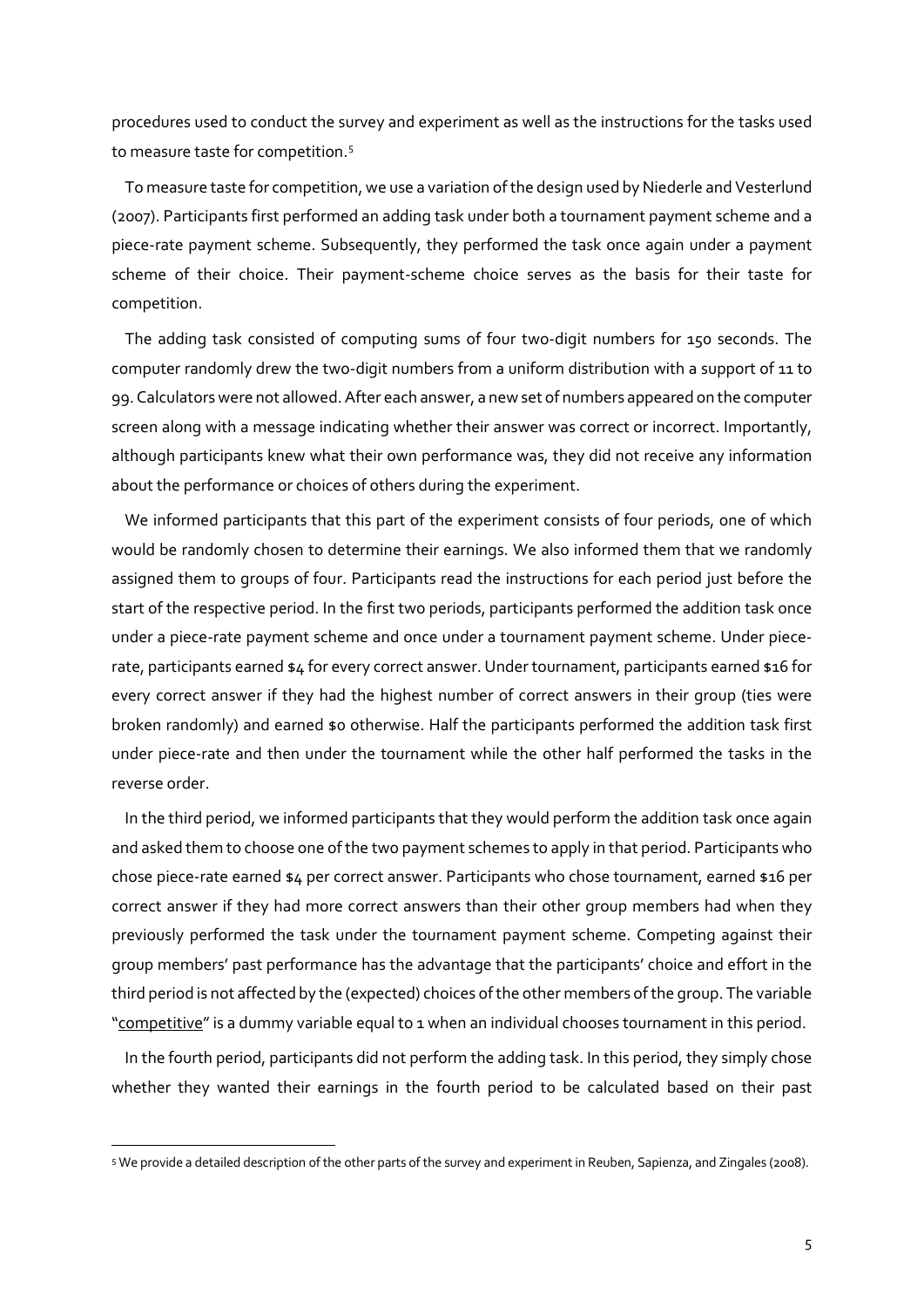procedures used to conduct the survey and experiment as well as the instructions for the tasks used to measure taste for competition.[5]

To measure taste for competition, we use a variation of the design used by Niederle and Vesterlund (2007). Participants first performed an adding task under both a tournament payment scheme and a piece-rate payment scheme. Subsequently, they performed the task once again under a payment scheme of their choice. Their payment-scheme choice serves as the basis for their taste for competition.

The adding task consisted of computing sums of four two-digit numbers for 150 seconds. The computer randomly drew the two-digit numbers from a uniform distribution with a support of 11 to 99. Calculators were not allowed. After each answer, a new set of numbers appeared on the computer screen along with a message indicating whether their answer was correct or incorrect. Importantly, although participants knew what their own performance was, they did not receive any information about the performance or choices of others during the experiment.

We informed participants that this part of the experiment consists of four periods, one of which would be randomly chosen to determine their earnings. We also informed them that we randomly assigned them to groups of four. Participants read the instructions for each period just before the start of the respective period. In the first two periods, participants performed the addition task once under a piece-rate payment scheme and once under a tournament payment scheme. Under piece-rate, participants earned $4 for every correct answer. Under tournament, participants earned $16 for every correct answer if they had the highest number of correct answers in their group (ties were broken randomly) and earned $0 otherwise. Half the participants performed the addition task first under piece-rate and then under the tournament while the other half performed the tasks in the reverse order.

In the third period, we informed participants that they would perform the addition task once again and asked them to choose one of the two payment schemes to apply in that period. Participants who chose piece-rate earned $4 per correct answer. Participants who chose tournament, earned $16 per correct answer if they had more correct answers than their other group members had when they previously performed the task under the tournament payment scheme. Competing against their group members' past performance has the advantage that the participants' choice and effort in the third period is not affected by the (expected) choices of the other members of the group. The variable "<u>competitive</u>" is a dummy variable equal to 1 when an individual chooses tournament in this period.

In the fourth period, participants did not perform the adding task. In this period, they simply chose whether they wanted their earnings in the fourth period to be calculated based on their past

[5] We provide a detailed description of the other parts of the survey and experiment in Reuben, Sapienza, and Zingales (2008).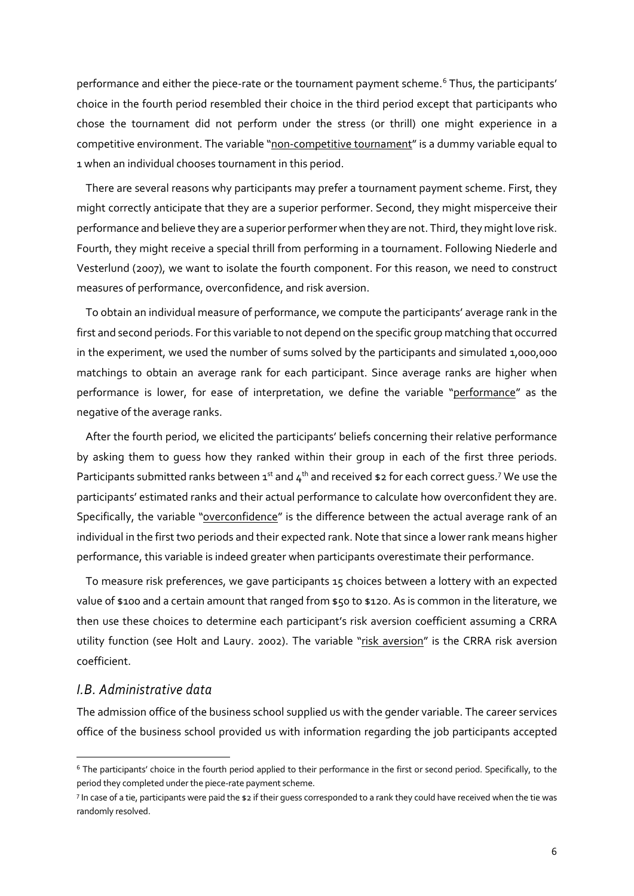performance and either the piece-rate or the tournament payment scheme.[6] Thus, the participants' choice in the fourth period resembled their choice in the third period except that participants who chose the tournament did not perform under the stress (or thrill) one might experience in a competitive environment. The variable "non-competitive tournament" is a dummy variable equal to 1 when an individual chooses tournament in this period.

There are several reasons why participants may prefer a tournament payment scheme. First, they might correctly anticipate that they are a superior performer. Second, they might misperceive their performance and believe they are a superior performer when they are not. Third, they might love risk. Fourth, they might receive a special thrill from performing in a tournament. Following Niederle and Vesterlund (2007), we want to isolate the fourth component. For this reason, we need to construct measures of performance, overconfidence, and risk aversion.

To obtain an individual measure of performance, we compute the participants' average rank in the first and second periods. For this variable to not depend on the specific group matching that occurred in the experiment, we used the number of sums solved by the participants and simulated 1,000,000 matchings to obtain an average rank for each participant. Since average ranks are higher when performance is lower, for ease of interpretation, we define the variable "performance" as the negative of the average ranks.

After the fourth period, we elicited the participants' beliefs concerning their relative performance by asking them to guess how they ranked within their group in each of the first three periods. Participants submitted ranks between 1st and 4th and received $2 for each correct guess.[7] We use the participants' estimated ranks and their actual performance to calculate how overconfident they are. Specifically, the variable "overconfidence" is the difference between the actual average rank of an individual in the first two periods and their expected rank. Note that since a lower rank means higher performance, this variable is indeed greater when participants overestimate their performance.

To measure risk preferences, we gave participants 15 choices between a lottery with an expected value of $100 and a certain amount that ranged from $50 to $120. As is common in the literature, we then use these choices to determine each participant's risk aversion coefficient assuming a CRRA utility function (see Holt and Laury. 2002). The variable "risk aversion" is the CRRA risk aversion coefficient.

### *I.B. Administrative data*

The admission office of the business school supplied us with the gender variable. The career services office of the business school provided us with information regarding the job participants accepted

---

[6] The participants' choice in the fourth period applied to their performance in the first or second period. Specifically, to the period they completed under the piece-rate payment scheme.

[7] In case of a tie, participants were paid the $2 if their guess corresponded to a rank they could have received when the tie was randomly resolved.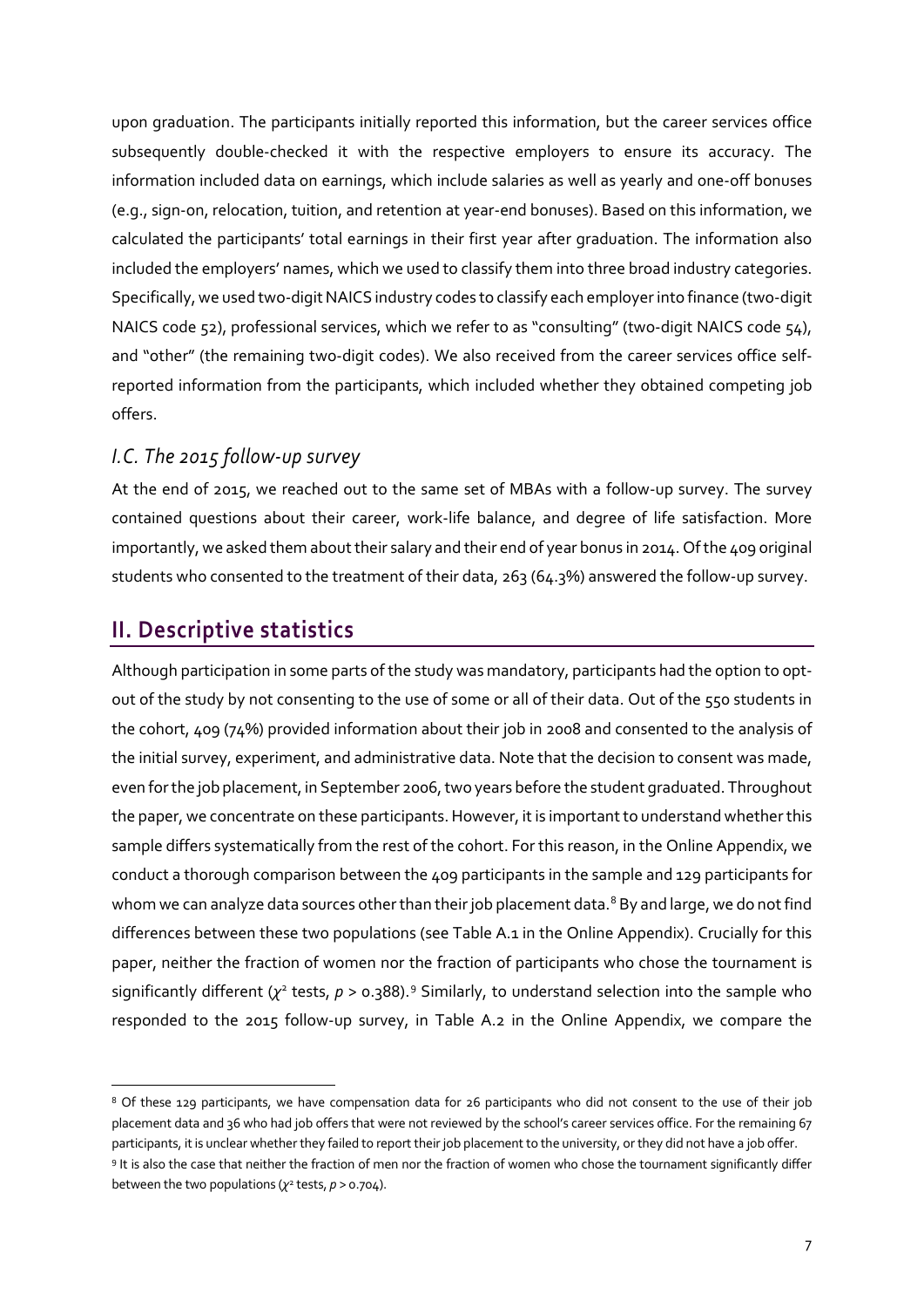upon graduation. The participants initially reported this information, but the career services office subsequently double-checked it with the respective employers to ensure its accuracy. The information included data on earnings, which include salaries as well as yearly and one-off bonuses (e.g., sign-on, relocation, tuition, and retention at year-end bonuses). Based on this information, we calculated the participants' total earnings in their first year after graduation. The information also included the employers' names, which we used to classify them into three broad industry categories. Specifically, we used two-digit NAICS industry codes to classify each employer into finance (two-digit NAICS code 52), professional services, which we refer to as "consulting" (two-digit NAICS code 54), and "other" (the remaining two-digit codes). We also received from the career services office self-reported information from the participants, which included whether they obtained competing job offers.

### *I.C. The 2015 follow-up survey*

At the end of 2015, we reached out to the same set of MBAs with a follow-up survey. The survey contained questions about their career, work-life balance, and degree of life satisfaction. More importantly, we asked them about their salary and their end of year bonus in 2014. Of the 409 original students who consented to the treatment of their data, 263 (64.3%) answered the follow-up survey.

## II. Descriptive statistics

Although participation in some parts of the study was mandatory, participants had the option to opt-out of the study by not consenting to the use of some or all of their data. Out of the 550 students in the cohort, 409 (74%) provided information about their job in 2008 and consented to the analysis of the initial survey, experiment, and administrative data. Note that the decision to consent was made, even for the job placement, in September 2006, two years before the student graduated. Throughout the paper, we concentrate on these participants. However, it is important to understand whether this sample differs systematically from the rest of the cohort. For this reason, in the Online Appendix, we conduct a thorough comparison between the 409 participants in the sample and 129 participants for whom we can analyze data sources other than their job placement data.[8] By and large, we do not find differences between these two populations (see Table A.1 in the Online Appendix). Crucially for this paper, neither the fraction of women nor the fraction of participants who chose the tournament is significantly different ($\chi^2$ tests, $p > 0.388$).[9] Similarly, to understand selection into the sample who responded to the 2015 follow-up survey, in Table A.2 in the Online Appendix, we compare the

---

[8] Of these 129 participants, we have compensation data for 26 participants who did not consent to the use of their job placement data and 36 who had job offers that were not reviewed by the school's career services office. For the remaining 67 participants, it is unclear whether they failed to report their job placement to the university, or they did not have a job offer.

[9] It is also the case that neither the fraction of men nor the fraction of women who chose the tournament significantly differ between the two populations ($\chi^2$ tests, $p > 0.704$).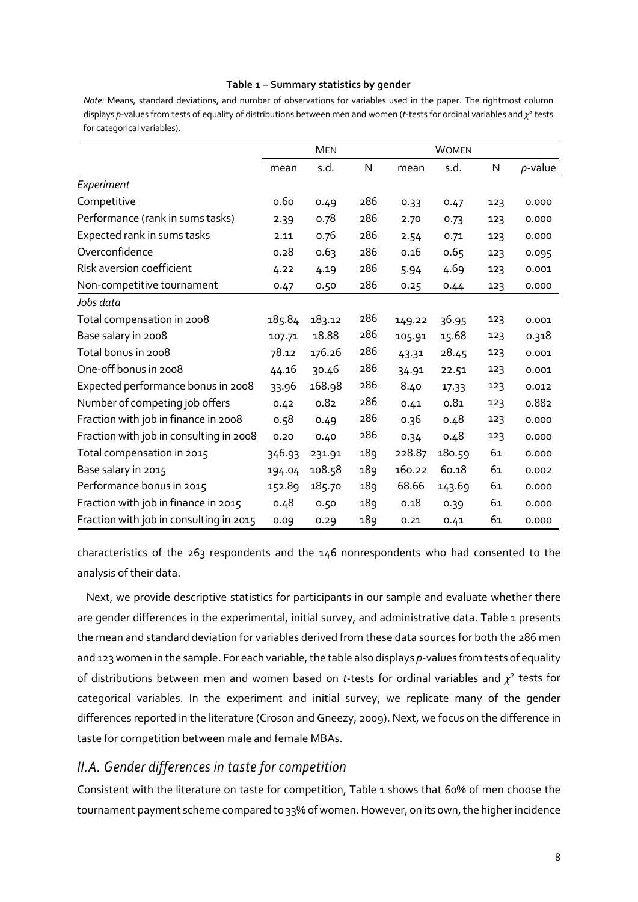**Table 1 – Summary statistics by gender**

*Note:* Means, standard deviations, and number of observations for variables used in the paper. The rightmost column displays *p*-values from tests of equality of distributions between men and women (*t*-tests for ordinal variables and $\chi^2$ tests for categorical variables).

| | Men | | | Women | | | |
|---|---|---|---|---|---|---|---|
| | mean | s.d. | N | mean | s.d. | N | *p*-value |
| *Experiment* | | | | | | | |
| Competitive | 0.60 | 0.49 | 286 | 0.33 | 0.47 | 123 | 0.000 |
| Performance (rank in sums tasks) | 2.39 | 0.78 | 286 | 2.70 | 0.73 | 123 | 0.000 |
| Expected rank in sums tasks | 2.11 | 0.76 | 286 | 2.54 | 0.71 | 123 | 0.000 |
| Overconfidence | 0.28 | 0.63 | 286 | 0.16 | 0.65 | 123 | 0.095 |
| Risk aversion coefficient | 4.22 | 4.19 | 286 | 5.94 | 4.69 | 123 | 0.001 |
| Non-competitive tournament | 0.47 | 0.50 | 286 | 0.25 | 0.44 | 123 | 0.000 |
| *Jobs data* | | | | | | | |
| Total compensation in 2008 | 185.84 | 183.12 | 286 | 149.22 | 36.95 | 123 | 0.001 |
| Base salary in 2008 | 107.71 | 18.88 | 286 | 105.91 | 15.68 | 123 | 0.318 |
| Total bonus in 2008 | 78.12 | 176.26 | 286 | 43.31 | 28.45 | 123 | 0.001 |
| One-off bonus in 2008 | 44.16 | 30.46 | 286 | 34.91 | 22.51 | 123 | 0.001 |
| Expected performance bonus in 2008 | 33.96 | 168.98 | 286 | 8.40 | 17.33 | 123 | 0.012 |
| Number of competing job offers | 0.42 | 0.82 | 286 | 0.41 | 0.81 | 123 | 0.882 |
| Fraction with job in finance in 2008 | 0.58 | 0.49 | 286 | 0.36 | 0.48 | 123 | 0.000 |
| Fraction with job in consulting in 2008 | 0.20 | 0.40 | 286 | 0.34 | 0.48 | 123 | 0.000 |
| Total compensation in 2015 | 346.93 | 231.91 | 189 | 228.87 | 180.59 | 61 | 0.000 |
| Base salary in 2015 | 194.04 | 108.58 | 189 | 160.22 | 60.18 | 61 | 0.002 |
| Performance bonus in 2015 | 152.89 | 185.70 | 189 | 68.66 | 143.69 | 61 | 0.000 |
| Fraction with job in finance in 2015 | 0.48 | 0.50 | 189 | 0.18 | 0.39 | 61 | 0.000 |
| Fraction with job in consulting in 2015 | 0.09 | 0.29 | 189 | 0.21 | 0.41 | 61 | 0.000 |

characteristics of the 263 respondents and the 146 nonrespondents who had consented to the analysis of their data.

Next, we provide descriptive statistics for participants in our sample and evaluate whether there are gender differences in the experimental, initial survey, and administrative data. Table 1 presents the mean and standard deviation for variables derived from these data sources for both the 286 men and 123 women in the sample. For each variable, the table also displays *p*-values from tests of equality of distributions between men and women based on *t*-tests for ordinal variables and $\chi^2$ tests for categorical variables. In the experiment and initial survey, we replicate many of the gender differences reported in the literature (Croson and Gneezy, 2009). Next, we focus on the difference in taste for competition between male and female MBAs.

## *II.A. Gender differences in taste for competition*

Consistent with the literature on taste for competition, Table 1 shows that 60% of men choose the tournament payment scheme compared to 33% of women. However, on its own, the higher incidence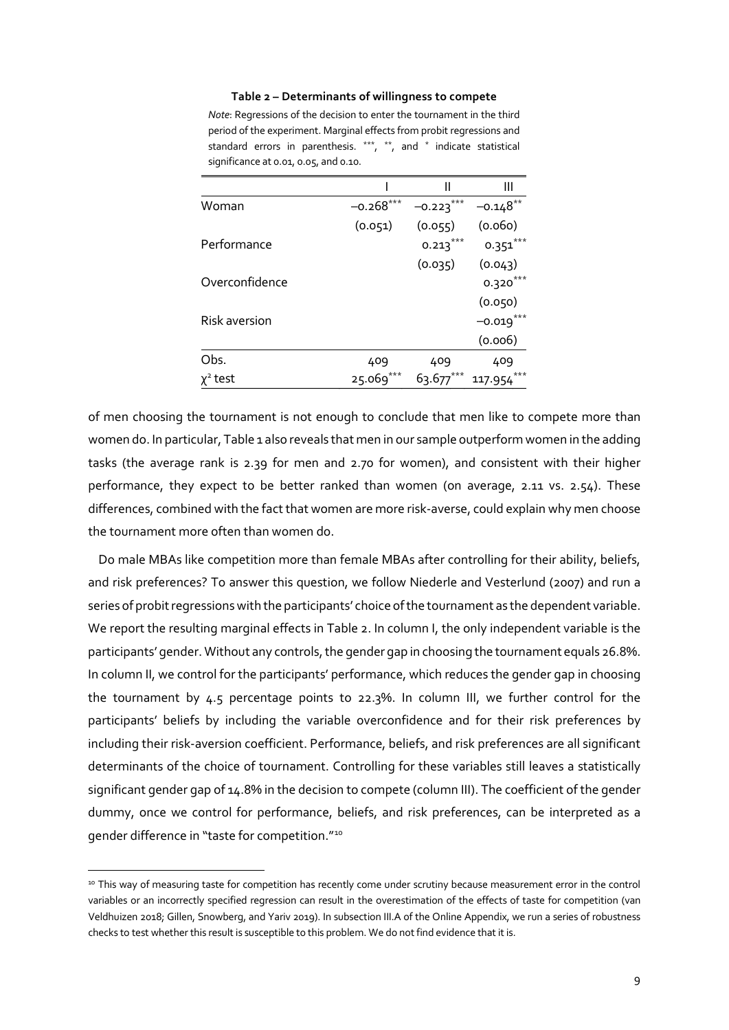**Table 2 – Determinants of willingness to compete**

*Note*: Regressions of the decision to enter the tournament in the third period of the experiment. Marginal effects from probit regressions and standard errors in parenthesis. ***, **, and * indicate statistical significance at 0.01, 0.05, and 0.10.

| | I | II | III |
|---|---|---|---|
| Woman | –0.268*** | –0.223*** | –0.148** |
| | (0.051) | (0.055) | (0.060) |
| Performance | | 0.213*** | 0.351*** |
| | | (0.035) | (0.043) |
| Overconfidence | | | 0.320*** |
| | | | (0.050) |
| Risk aversion | | | –0.019*** |
| | | | (0.006) |
| Obs. | 409 | 409 | 409 |
| $\chi^2$ test | 25.069*** | 63.677*** | 117.954*** |

of men choosing the tournament is not enough to conclude that men like to compete more than women do. In particular, Table 1 also reveals that men in our sample outperform women in the adding tasks (the average rank is 2.39 for men and 2.70 for women), and consistent with their higher performance, they expect to be better ranked than women (on average, 2.11 vs. 2.54). These differences, combined with the fact that women are more risk-averse, could explain why men choose the tournament more often than women do.

Do male MBAs like competition more than female MBAs after controlling for their ability, beliefs, and risk preferences? To answer this question, we follow Niederle and Vesterlund (2007) and run a series of probit regressions with the participants' choice of the tournament as the dependent variable. We report the resulting marginal effects in Table 2. In column I, the only independent variable is the participants' gender. Without any controls, the gender gap in choosing the tournament equals 26.8%. In column II, we control for the participants' performance, which reduces the gender gap in choosing the tournament by 4.5 percentage points to 22.3%. In column III, we further control for the participants' beliefs by including the variable overconfidence and for their risk preferences by including their risk-aversion coefficient. Performance, beliefs, and risk preferences are all significant determinants of the choice of tournament. Controlling for these variables still leaves a statistically significant gender gap of 14.8% in the decision to compete (column III). The coefficient of the gender dummy, once we control for performance, beliefs, and risk preferences, can be interpreted as a gender difference in "taste for competition."[10]

[10] This way of measuring taste for competition has recently come under scrutiny because measurement error in the control variables or an incorrectly specified regression can result in the overestimation of the effects of taste for competition (van Veldhuizen 2018; Gillen, Snowberg, and Yariv 2019). In subsection III.A of the Online Appendix, we run a series of robustness checks to test whether this result is susceptible to this problem. We do not find evidence that it is.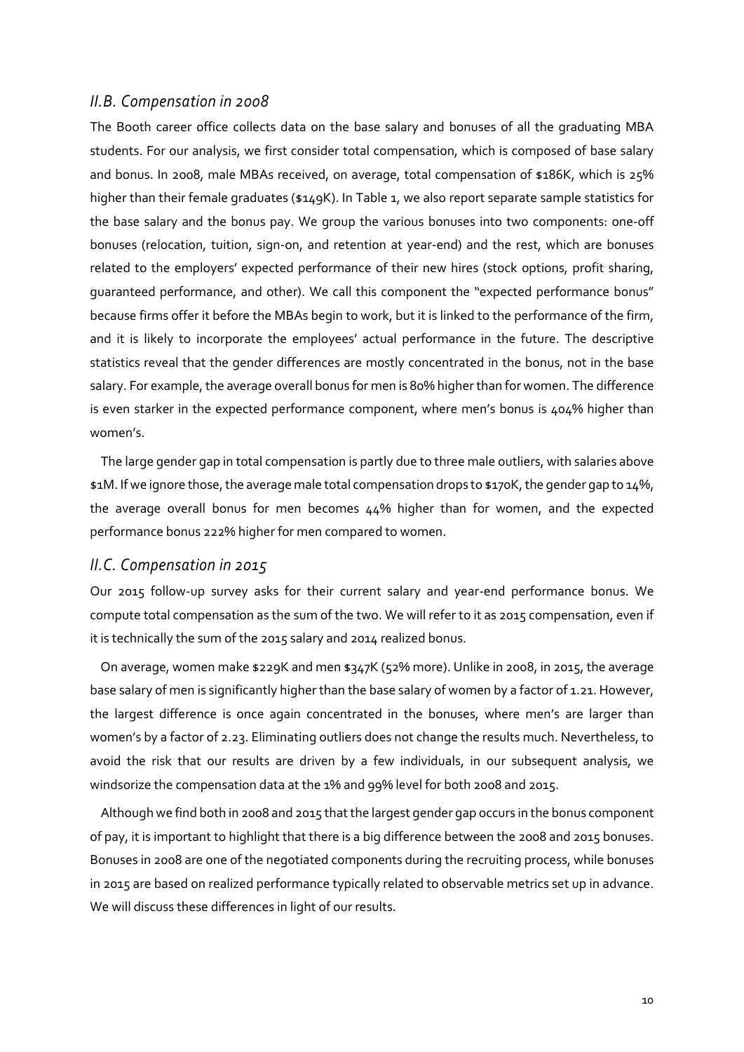### *II.B. Compensation in 2008*

The Booth career office collects data on the base salary and bonuses of all the graduating MBA students. For our analysis, we first consider total compensation, which is composed of base salary and bonus. In 2008, male MBAs received, on average, total compensation of $186K, which is 25% higher than their female graduates ($149K). In Table 1, we also report separate sample statistics for the base salary and the bonus pay. We group the various bonuses into two components: one-off bonuses (relocation, tuition, sign-on, and retention at year-end) and the rest, which are bonuses related to the employers' expected performance of their new hires (stock options, profit sharing, guaranteed performance, and other). We call this component the "expected performance bonus" because firms offer it before the MBAs begin to work, but it is linked to the performance of the firm, and it is likely to incorporate the employees' actual performance in the future. The descriptive statistics reveal that the gender differences are mostly concentrated in the bonus, not in the base salary. For example, the average overall bonus for men is 80% higher than for women. The difference is even starker in the expected performance component, where men's bonus is 404% higher than women's.

The large gender gap in total compensation is partly due to three male outliers, with salaries above $1M. If we ignore those, the average male total compensation drops to $170K, the gender gap to 14%, the average overall bonus for men becomes 44% higher than for women, and the expected performance bonus 222% higher for men compared to women.

### *II.C. Compensation in 2015*

Our 2015 follow-up survey asks for their current salary and year-end performance bonus. We compute total compensation as the sum of the two. We will refer to it as 2015 compensation, even if it is technically the sum of the 2015 salary and 2014 realized bonus.

On average, women make $229K and men $347K (52% more). Unlike in 2008, in 2015, the average base salary of men is significantly higher than the base salary of women by a factor of 1.21. However, the largest difference is once again concentrated in the bonuses, where men's are larger than women's by a factor of 2.23. Eliminating outliers does not change the results much. Nevertheless, to avoid the risk that our results are driven by a few individuals, in our subsequent analysis, we windsorize the compensation data at the 1% and 99% level for both 2008 and 2015.

Although we find both in 2008 and 2015 that the largest gender gap occurs in the bonus component of pay, it is important to highlight that there is a big difference between the 2008 and 2015 bonuses. Bonuses in 2008 are one of the negotiated components during the recruiting process, while bonuses in 2015 are based on realized performance typically related to observable metrics set up in advance. We will discuss these differences in light of our results.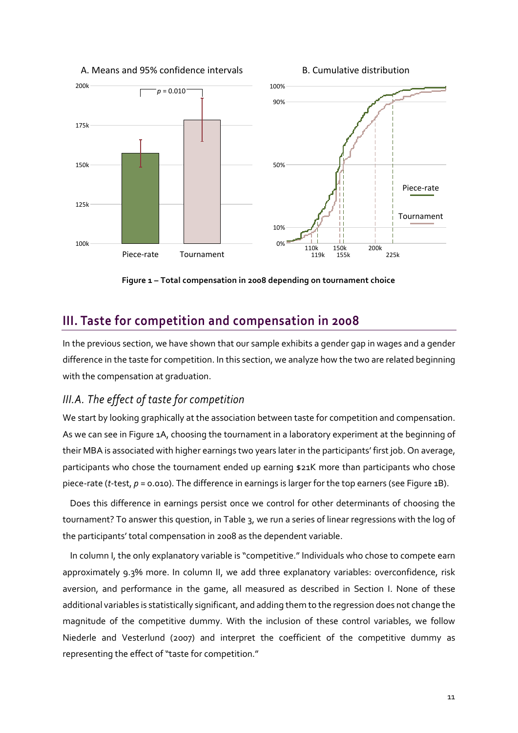**Figure 1 – Total compensation in 2008 depending on tournament choice**

## III. Taste for competition and compensation in 2008

In the previous section, we have shown that our sample exhibits a gender gap in wages and a gender difference in the taste for competition. In this section, we analyze how the two are related beginning with the compensation at graduation.

### *III.A. The effect of taste for competition*

We start by looking graphically at the association between taste for competition and compensation. As we can see in Figure 1A, choosing the tournament in a laboratory experiment at the beginning of their MBA is associated with higher earnings two years later in the participants' first job. On average, participants who chose the tournament ended up earning $21K more than participants who chose piece-rate (*t*-test, $p = 0.010$). The difference in earnings is larger for the top earners (see Figure 1B).

Does this difference in earnings persist once we control for other determinants of choosing the tournament? To answer this question, in Table 3, we run a series of linear regressions with the log of the participants' total compensation in 2008 as the dependent variable.

In column I, the only explanatory variable is "competitive." Individuals who chose to compete earn approximately 9.3% more. In column II, we add three explanatory variables: overconfidence, risk aversion, and performance in the game, all measured as described in Section I. None of these additional variables is statistically significant, and adding them to the regression does not change the magnitude of the competitive dummy. With the inclusion of these control variables, we follow Niederle and Vesterlund (2007) and interpret the coefficient of the competitive dummy as representing the effect of "taste for competition."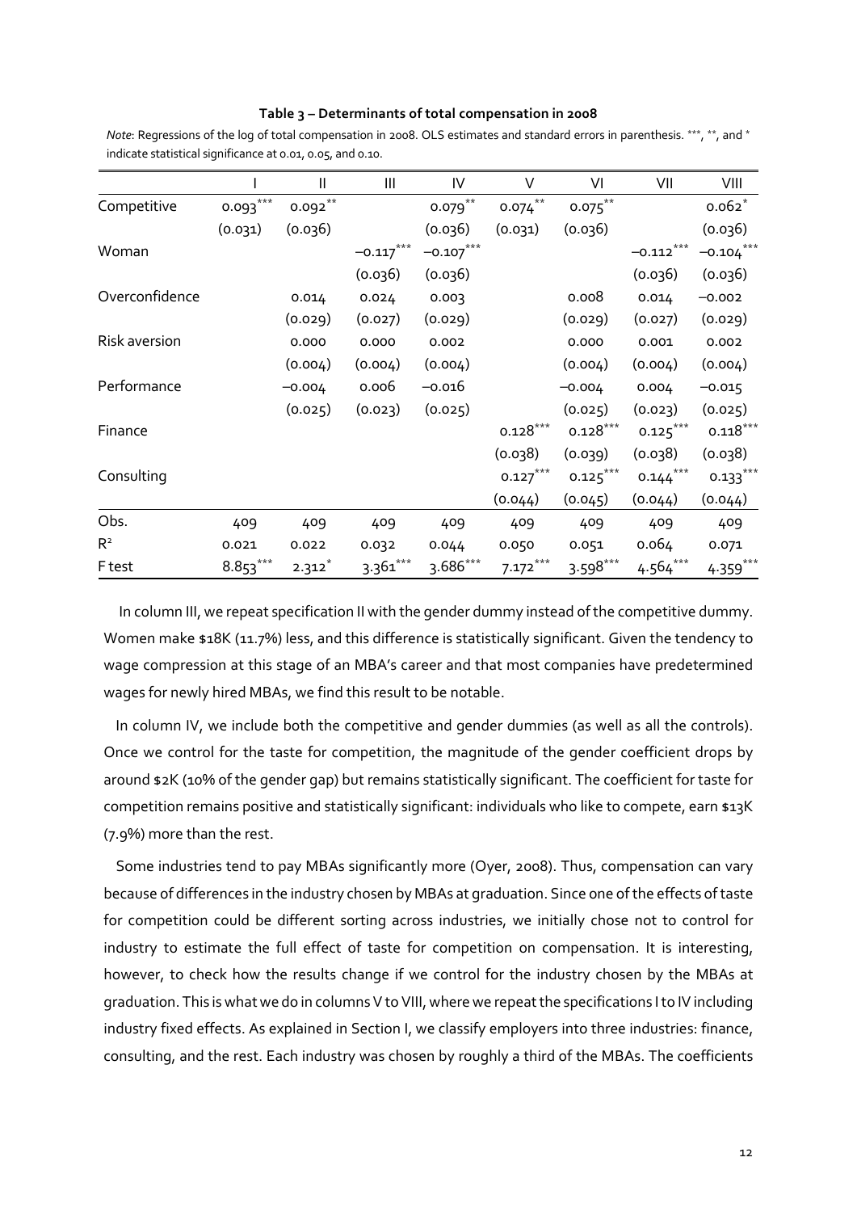**Table 3 – Determinants of total compensation in 2008**

*Note*: Regressions of the log of total compensation in 2008. OLS estimates and standard errors in parenthesis. \*\*\*, \*\*, and \* indicate statistical significance at 0.01, 0.05, and 0.10.

| | I | II | III | IV | V | VI | VII | VIII |
|---|---|---|---|---|---|---|---|---|
| Competitive | 0.093*** | 0.092** | | 0.079** | 0.074** | 0.075** | | 0.062* |
| | (0.031) | (0.036) | | (0.036) | (0.031) | (0.036) | | (0.036) |
| Woman | | | −0.117*** | −0.107*** | | | −0.112*** | −0.104*** |
| | | | (0.036) | (0.036) | | | (0.036) | (0.036) |
| Overconfidence | | 0.014 | 0.024 | 0.003 | | 0.008 | 0.014 | −0.002 |
| | | (0.029) | (0.027) | (0.029) | | (0.029) | (0.027) | (0.029) |
| Risk aversion | | 0.000 | 0.000 | 0.002 | | 0.000 | 0.001 | 0.002 |
| | | (0.004) | (0.004) | (0.004) | | (0.004) | (0.004) | (0.004) |
| Performance | | −0.004 | 0.006 | −0.016 | | −0.004 | 0.004 | −0.015 |
| | | (0.025) | (0.023) | (0.025) | | (0.025) | (0.023) | (0.025) |
| Finance | | | | | 0.128*** | 0.128*** | 0.125*** | 0.118*** |
| | | | | | (0.038) | (0.039) | (0.038) | (0.038) |
| Consulting | | | | | 0.127*** | 0.125*** | 0.144*** | 0.133*** |
| | | | | | (0.044) | (0.045) | (0.044) | (0.044) |
| Obs. | 409 | 409 | 409 | 409 | 409 | 409 | 409 | 409 |
| $R^2$ | 0.021 | 0.022 | 0.032 | 0.044 | 0.050 | 0.051 | 0.064 | 0.071 |
| F test | 8.853*** | 2.312* | 3.361*** | 3.686*** | 7.172*** | 3.598*** | 4.564*** | 4.359*** |

In column III, we repeat specification II with the gender dummy instead of the competitive dummy. Women make $18K (11.7%) less, and this difference is statistically significant. Given the tendency to wage compression at this stage of an MBA's career and that most companies have predetermined wages for newly hired MBAs, we find this result to be notable.

In column IV, we include both the competitive and gender dummies (as well as all the controls). Once we control for the taste for competition, the magnitude of the gender coefficient drops by around $2K (10% of the gender gap) but remains statistically significant. The coefficient for taste for competition remains positive and statistically significant: individuals who like to compete, earn $13K (7.9%) more than the rest.

Some industries tend to pay MBAs significantly more (Oyer, 2008). Thus, compensation can vary because of differences in the industry chosen by MBAs at graduation. Since one of the effects of taste for competition could be different sorting across industries, we initially chose not to control for industry to estimate the full effect of taste for competition on compensation. It is interesting, however, to check how the results change if we control for the industry chosen by the MBAs at graduation. This is what we do in columns V to VIII, where we repeat the specifications I to IV including industry fixed effects. As explained in Section I, we classify employers into three industries: finance, consulting, and the rest. Each industry was chosen by roughly a third of the MBAs. The coefficients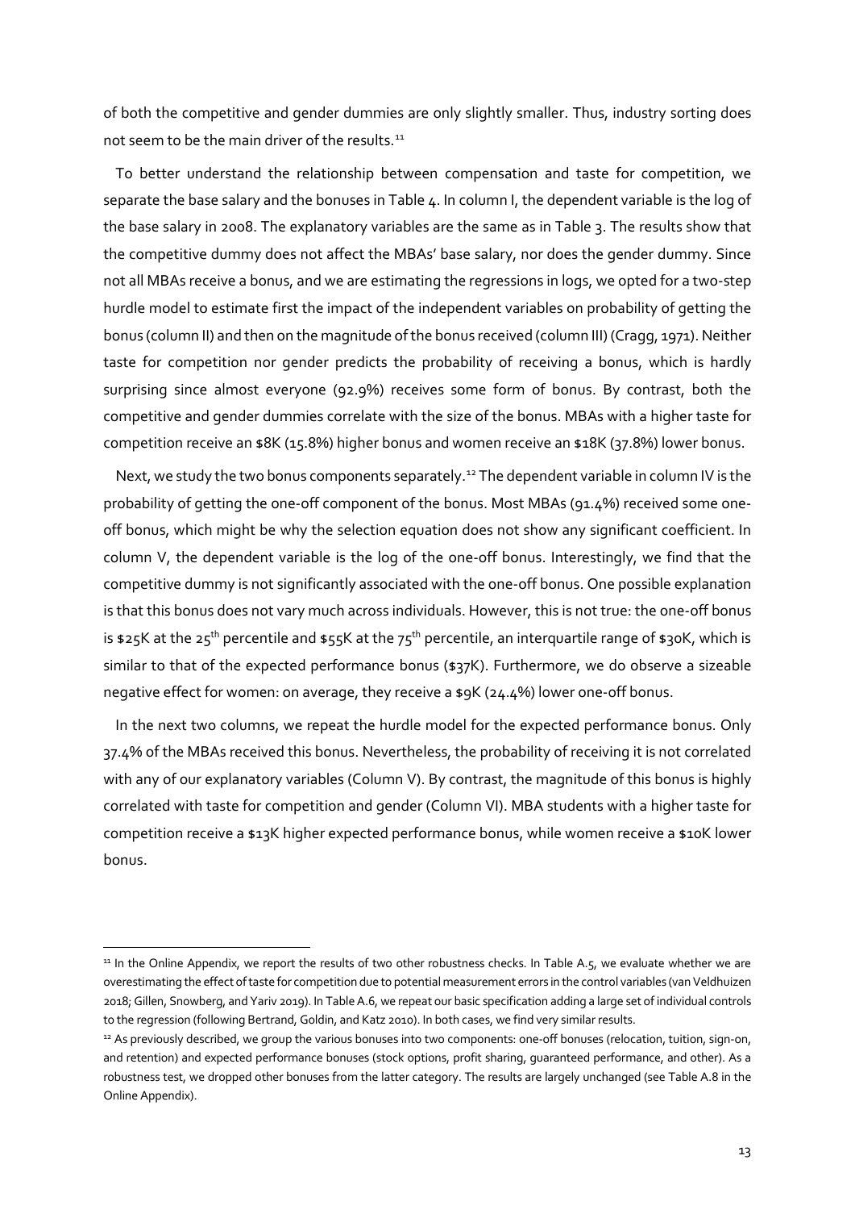of both the competitive and gender dummies are only slightly smaller. Thus, industry sorting does not seem to be the main driver of the results.[11]

To better understand the relationship between compensation and taste for competition, we separate the base salary and the bonuses in Table 4. In column I, the dependent variable is the log of the base salary in 2008. The explanatory variables are the same as in Table 3. The results show that the competitive dummy does not affect the MBAs' base salary, nor does the gender dummy. Since not all MBAs receive a bonus, and we are estimating the regressions in logs, we opted for a two-step hurdle model to estimate first the impact of the independent variables on probability of getting the bonus (column II) and then on the magnitude of the bonus received (column III) (Cragg, 1971). Neither taste for competition nor gender predicts the probability of receiving a bonus, which is hardly surprising since almost everyone (92.9%) receives some form of bonus. By contrast, both the competitive and gender dummies correlate with the size of the bonus. MBAs with a higher taste for competition receive an $8K (15.8%) higher bonus and women receive an $18K (37.8%) lower bonus.

Next, we study the two bonus components separately.[12] The dependent variable in column IV is the probability of getting the one-off component of the bonus. Most MBAs (91.4%) received some one-off bonus, which might be why the selection equation does not show any significant coefficient. In column V, the dependent variable is the log of the one-off bonus. Interestingly, we find that the competitive dummy is not significantly associated with the one-off bonus. One possible explanation is that this bonus does not vary much across individuals. However, this is not true: the one-off bonus is $25K at the 25th percentile and $55K at the 75th percentile, an interquartile range of $30K, which is similar to that of the expected performance bonus ($37K). Furthermore, we do observe a sizeable negative effect for women: on average, they receive a $9K (24.4%) lower one-off bonus.

In the next two columns, we repeat the hurdle model for the expected performance bonus. Only 37.4% of the MBAs received this bonus. Nevertheless, the probability of receiving it is not correlated with any of our explanatory variables (Column V). By contrast, the magnitude of this bonus is highly correlated with taste for competition and gender (Column VI). MBA students with a higher taste for competition receive a $13K higher expected performance bonus, while women receive a $10K lower bonus.

---

[11] In the Online Appendix, we report the results of two other robustness checks. In Table A.5, we evaluate whether we are overestimating the effect of taste for competition due to potential measurement errors in the control variables (van Veldhuizen 2018; Gillen, Snowberg, and Yariv 2019). In Table A.6, we repeat our basic specification adding a large set of individual controls to the regression (following Bertrand, Goldin, and Katz 2010). In both cases, we find very similar results.

[12] As previously described, we group the various bonuses into two components: one-off bonuses (relocation, tuition, sign-on, and retention) and expected performance bonuses (stock options, profit sharing, guaranteed performance, and other). As a robustness test, we dropped other bonuses from the latter category. The results are largely unchanged (see Table A.8 in the Online Appendix).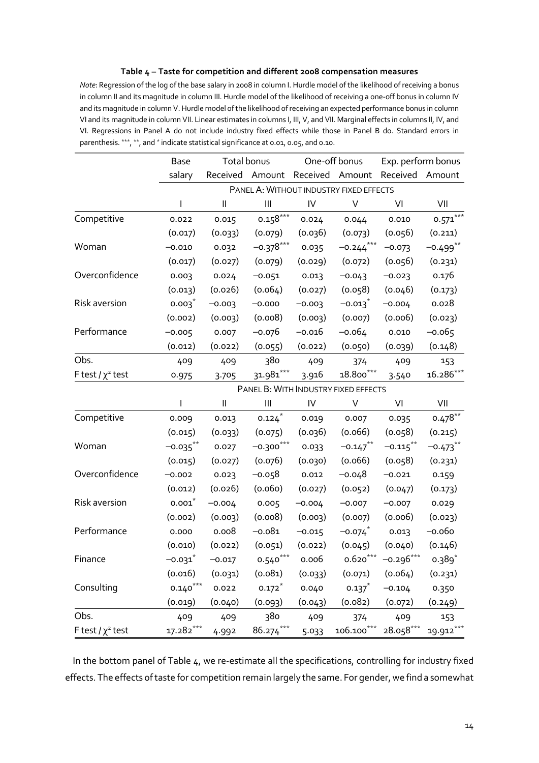**Table 4 – Taste for competition and different 2008 compensation measures**

*Note*: Regression of the log of the base salary in 2008 in column I. Hurdle model of the likelihood of receiving a bonus in column II and its magnitude in column III. Hurdle model of the likelihood of receiving a one-off bonus in column IV and its magnitude in column V. Hurdle model of the likelihood of receiving an expected performance bonus in column VI and its magnitude in column VII. Linear estimates in columns I, III, V, and VII. Marginal effects in columns II, IV, and VI. Regressions in Panel A do not include industry fixed effects while those in Panel B do. Standard errors in parenthesis. ***, **, and * indicate statistical significance at 0.01, 0.05, and 0.10.

| | Base salary | Total bonus | | One-off bonus | | Exp. perform bonus | |
|---|---|---|---|---|---|---|---|
| | | Received | Amount | Received | Amount | Received | Amount |
| **PANEL A: WITHOUT INDUSTRY FIXED EFFECTS** | | | | | | | |
| | I | II | III | IV | V | VI | VII |
| Competitive | 0.022 | 0.015 | 0.158*** | 0.024 | 0.044 | 0.010 | 0.571*** |
| | (0.017) | (0.033) | (0.079) | (0.036) | (0.073) | (0.056) | (0.211) |
| Woman | −0.010 | 0.032 | −0.378*** | 0.035 | −0.244*** | −0.073 | −0.499** |
| | (0.017) | (0.027) | (0.079) | (0.029) | (0.072) | (0.056) | (0.231) |
| Overconfidence | 0.003 | 0.024 | −0.051 | 0.013 | −0.043 | −0.023 | 0.176 |
| | (0.013) | (0.026) | (0.064) | (0.027) | (0.058) | (0.046) | (0.173) |
| Risk aversion | 0.003* | −0.003 | −0.000 | −0.003 | −0.013* | −0.004 | 0.028 |
| | (0.002) | (0.003) | (0.008) | (0.003) | (0.007) | (0.006) | (0.023) |
| Performance | −0.005 | 0.007 | −0.076 | −0.016 | −0.064 | 0.010 | −0.065 |
| | (0.012) | (0.022) | (0.055) | (0.022) | (0.050) | (0.039) | (0.148) |
| Obs. | 409 | 409 | 380 | 409 | 374 | 409 | 153 |
| F test / $\chi^2$ test | 0.975 | 3.705 | 31.981*** | 3.916 | 18.800*** | 3.540 | 16.286*** |
| **PANEL B: WITH INDUSTRY FIXED EFFECTS** | | | | | | | |
| | I | II | III | IV | V | VI | VII |
| Competitive | 0.009 | 0.013 | 0.124* | 0.019 | 0.007 | 0.035 | 0.478** |
| | (0.015) | (0.033) | (0.075) | (0.036) | (0.066) | (0.058) | (0.215) |
| Woman | −0.035** | 0.027 | −0.300*** | 0.033 | −0.147** | −0.115** | −0.473** |
| | (0.015) | (0.027) | (0.076) | (0.030) | (0.066) | (0.058) | (0.231) |
| Overconfidence | −0.002 | 0.023 | −0.058 | 0.012 | −0.048 | −0.021 | 0.159 |
| | (0.012) | (0.026) | (0.060) | (0.027) | (0.052) | (0.047) | (0.173) |
| Risk aversion | 0.001* | −0.004 | 0.005 | −0.004 | −0.007 | −0.007 | 0.029 |
| | (0.002) | (0.003) | (0.008) | (0.003) | (0.007) | (0.006) | (0.023) |
| Performance | 0.000 | 0.008 | −0.081 | −0.015 | −0.074* | 0.013 | −0.060 |
| | (0.010) | (0.022) | (0.051) | (0.022) | (0.045) | (0.040) | (0.146) |
| Finance | −0.031* | −0.017 | 0.540*** | 0.006 | 0.620*** | −0.296*** | 0.389* |
| | (0.016) | (0.031) | (0.081) | (0.033) | (0.071) | (0.064) | (0.231) |
| Consulting | 0.140*** | 0.022 | 0.172* | 0.040 | 0.137* | −0.104 | 0.350 |
| | (0.019) | (0.040) | (0.093) | (0.043) | (0.082) | (0.072) | (0.249) |
| Obs. | 409 | 409 | 380 | 409 | 374 | 409 | 153 |
| F test / $\chi^2$ test | 17.282*** | 4.992 | 86.274*** | 5.033 | 106.100*** | 28.058*** | 19.912*** |

In the bottom panel of Table 4, we re-estimate all the specifications, controlling for industry fixed effects. The effects of taste for competition remain largely the same. For gender, we find a somewhat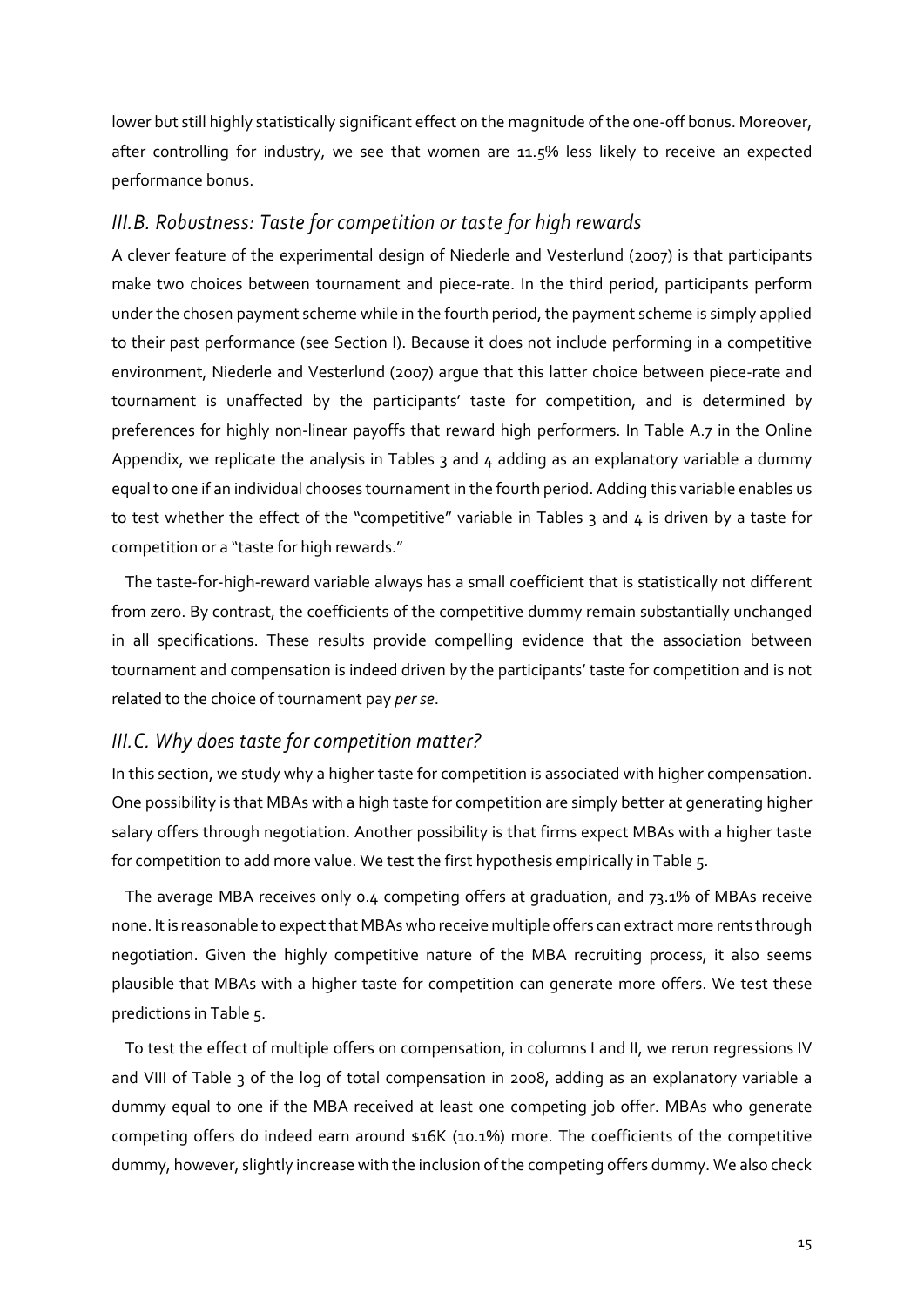lower but still highly statistically significant effect on the magnitude of the one-off bonus. Moreover, after controlling for industry, we see that women are 11.5% less likely to receive an expected performance bonus.

### *III.B. Robustness: Taste for competition or taste for high rewards*

A clever feature of the experimental design of Niederle and Vesterlund (2007) is that participants make two choices between tournament and piece-rate. In the third period, participants perform under the chosen payment scheme while in the fourth period, the payment scheme is simply applied to their past performance (see Section I). Because it does not include performing in a competitive environment, Niederle and Vesterlund (2007) argue that this latter choice between piece-rate and tournament is unaffected by the participants' taste for competition, and is determined by preferences for highly non-linear payoffs that reward high performers. In Table A.7 in the Online Appendix, we replicate the analysis in Tables 3 and 4 adding as an explanatory variable a dummy equal to one if an individual chooses tournament in the fourth period. Adding this variable enables us to test whether the effect of the "competitive" variable in Tables 3 and 4 is driven by a taste for competition or a "taste for high rewards."

The taste-for-high-reward variable always has a small coefficient that is statistically not different from zero. By contrast, the coefficients of the competitive dummy remain substantially unchanged in all specifications. These results provide compelling evidence that the association between tournament and compensation is indeed driven by the participants' taste for competition and is not related to the choice of tournament pay *per se*.

### *III.C. Why does taste for competition matter?*

In this section, we study why a higher taste for competition is associated with higher compensation. One possibility is that MBAs with a high taste for competition are simply better at generating higher salary offers through negotiation. Another possibility is that firms expect MBAs with a higher taste for competition to add more value. We test the first hypothesis empirically in Table 5.

The average MBA receives only 0.4 competing offers at graduation, and 73.1% of MBAs receive none. It is reasonable to expect that MBAs who receive multiple offers can extract more rents through negotiation. Given the highly competitive nature of the MBA recruiting process, it also seems plausible that MBAs with a higher taste for competition can generate more offers. We test these predictions in Table 5.

To test the effect of multiple offers on compensation, in columns I and II, we rerun regressions IV and VIII of Table 3 of the log of total compensation in 2008, adding as an explanatory variable a dummy equal to one if the MBA received at least one competing job offer. MBAs who generate competing offers do indeed earn around $16K (10.1%) more. The coefficients of the competitive dummy, however, slightly increase with the inclusion of the competing offers dummy. We also check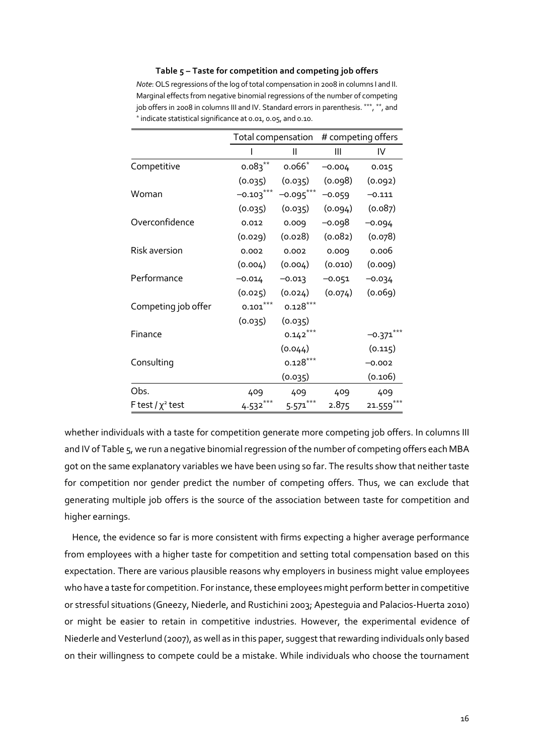**Table 5 – Taste for competition and competing job offers**

*Note*: OLS regressions of the log of total compensation in 2008 in columns I and II. Marginal effects from negative binomial regressions of the number of competing job offers in 2008 in columns III and IV. Standard errors in parenthesis. ***, **, and * indicate statistical significance at 0.01, 0.05, and 0.10.

| | Total compensation | | # competing offers | |
|---|---|---|---|---|
| | I | II | III | IV |
| Competitive | 0.083** | 0.066* | −0.004 | 0.015 |
| | (0.035) | (0.035) | (0.098) | (0.092) |
| Woman | −0.103*** | −0.095*** | −0.059 | −0.111 |
| | (0.035) | (0.035) | (0.094) | (0.087) |
| Overconfidence | 0.012 | 0.009 | −0.098 | −0.094 |
| | (0.029) | (0.028) | (0.082) | (0.078) |
| Risk aversion | 0.002 | 0.002 | 0.009 | 0.006 |
| | (0.004) | (0.004) | (0.010) | (0.009) |
| Performance | −0.014 | −0.013 | −0.051 | −0.034 |
| | (0.025) | (0.024) | (0.074) | (0.069) |
| Competing job offer | 0.101*** | 0.128*** | | |
| | (0.035) | (0.035) | | |
| Finance | | 0.142*** | | −0.371*** |
| | | (0.044) | | (0.115) |
| Consulting | | 0.128*** | | −0.002 |
| | | (0.035) | | (0.106) |
| Obs. | 409 | 409 | 409 | 409 |
| F test / $\chi^2$ test | 4.532*** | 5.571*** | 2.875 | 21.559*** |

whether individuals with a taste for competition generate more competing job offers. In columns III and IV of Table 5, we run a negative binomial regression of the number of competing offers each MBA got on the same explanatory variables we have been using so far. The results show that neither taste for competition nor gender predict the number of competing offers. Thus, we can exclude that generating multiple job offers is the source of the association between taste for competition and higher earnings.

Hence, the evidence so far is more consistent with firms expecting a higher average performance from employees with a higher taste for competition and setting total compensation based on this expectation. There are various plausible reasons why employers in business might value employees who have a taste for competition. For instance, these employees might perform better in competitive or stressful situations (Gneezy, Niederle, and Rustichini 2003; Apesteguia and Palacios-Huerta 2010) or might be easier to retain in competitive industries. However, the experimental evidence of Niederle and Vesterlund (2007), as well as in this paper, suggest that rewarding individuals only based on their willingness to compete could be a mistake. While individuals who choose the tournament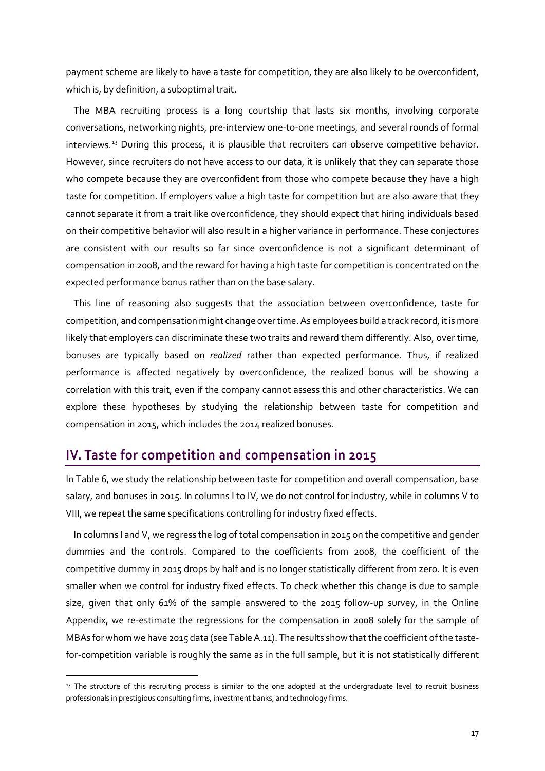payment scheme are likely to have a taste for competition, they are also likely to be overconfident, which is, by definition, a suboptimal trait.

The MBA recruiting process is a long courtship that lasts six months, involving corporate conversations, networking nights, pre-interview one-to-one meetings, and several rounds of formal interviews.[13] During this process, it is plausible that recruiters can observe competitive behavior. However, since recruiters do not have access to our data, it is unlikely that they can separate those who compete because they are overconfident from those who compete because they have a high taste for competition. If employers value a high taste for competition but are also aware that they cannot separate it from a trait like overconfidence, they should expect that hiring individuals based on their competitive behavior will also result in a higher variance in performance. These conjectures are consistent with our results so far since overconfidence is not a significant determinant of compensation in 2008, and the reward for having a high taste for competition is concentrated on the expected performance bonus rather than on the base salary.

This line of reasoning also suggests that the association between overconfidence, taste for competition, and compensation might change over time. As employees build a track record, it is more likely that employers can discriminate these two traits and reward them differently. Also, over time, bonuses are typically based on *realized* rather than expected performance. Thus, if realized performance is affected negatively by overconfidence, the realized bonus will be showing a correlation with this trait, even if the company cannot assess this and other characteristics. We can explore these hypotheses by studying the relationship between taste for competition and compensation in 2015, which includes the 2014 realized bonuses.

## IV. Taste for competition and compensation in 2015

In Table 6, we study the relationship between taste for competition and overall compensation, base salary, and bonuses in 2015. In columns I to IV, we do not control for industry, while in columns V to VIII, we repeat the same specifications controlling for industry fixed effects.

In columns I and V, we regress the log of total compensation in 2015 on the competitive and gender dummies and the controls. Compared to the coefficients from 2008, the coefficient of the competitive dummy in 2015 drops by half and is no longer statistically different from zero. It is even smaller when we control for industry fixed effects. To check whether this change is due to sample size, given that only 61% of the sample answered to the 2015 follow-up survey, in the Online Appendix, we re-estimate the regressions for the compensation in 2008 solely for the sample of MBAs for whom we have 2015 data (see Table A.11). The results show that the coefficient of the taste-for-competition variable is roughly the same as in the full sample, but it is not statistically different

---

[13] The structure of this recruiting process is similar to the one adopted at the undergraduate level to recruit business professionals in prestigious consulting firms, investment banks, and technology firms.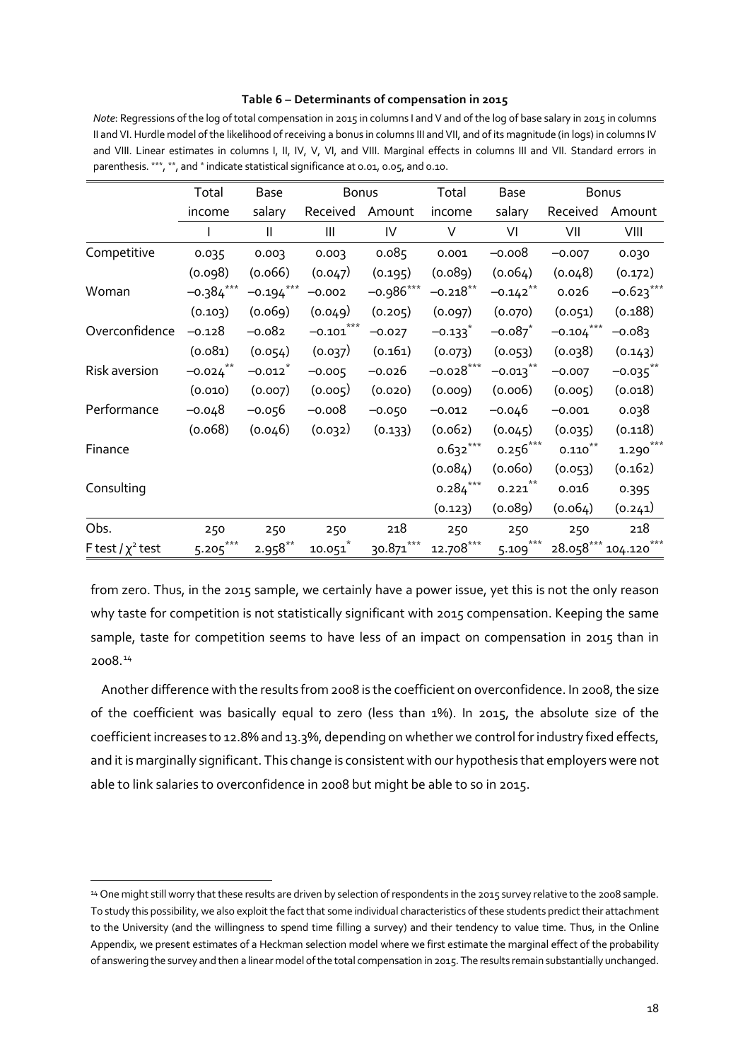**Table 6 – Determinants of compensation in 2015**

*Note*: Regressions of the log of total compensation in 2015 in columns I and V and of the log of base salary in 2015 in columns II and VI. Hurdle model of the likelihood of receiving a bonus in columns III and VII, and of its magnitude (in logs) in columns IV and VIII. Linear estimates in columns I, II, IV, V, VI, and VIII. Marginal effects in columns III and VII. Standard errors in parenthesis. \*\*\*, \*\*, and \* indicate statistical significance at 0.01, 0.05, and 0.10.

| | Total income | Base salary | Bonus | | Total income | Base salary | Bonus | |
|---|---|---|---|---|---|---|---|---|
| | | | Received | Amount | | | Received | Amount |
| | I | II | III | IV | V | VI | VII | VIII |
| Competitive | 0.035 | 0.003 | 0.003 | 0.085 | 0.001 | −0.008 | −0.007 | 0.030 |
| | (0.098) | (0.066) | (0.047) | (0.195) | (0.089) | (0.064) | (0.048) | (0.172) |
| Woman | −0.384*** | −0.194*** | −0.002 | −0.986*** | −0.218** | −0.142** | 0.026 | −0.623*** |
| | (0.103) | (0.069) | (0.049) | (0.205) | (0.097) | (0.070) | (0.051) | (0.188) |
| Overconfidence | −0.128 | −0.082 | −0.101*** | −0.027 | −0.133* | −0.087* | −0.104*** | −0.083 |
| | (0.081) | (0.054) | (0.037) | (0.161) | (0.073) | (0.053) | (0.038) | (0.143) |
| Risk aversion | −0.024** | −0.012* | −0.005 | −0.026 | −0.028*** | −0.013** | −0.007 | −0.035** |
| | (0.010) | (0.007) | (0.005) | (0.020) | (0.009) | (0.006) | (0.005) | (0.018) |
| Performance | −0.048 | −0.056 | −0.008 | −0.050 | −0.012 | −0.046 | −0.001 | 0.038 |
| | (0.068) | (0.046) | (0.032) | (0.133) | (0.062) | (0.045) | (0.035) | (0.118) |
| Finance | | | | | 0.632*** | 0.256*** | 0.110** | 1.290*** |
| | | | | | (0.084) | (0.060) | (0.053) | (0.162) |
| Consulting | | | | | 0.284*** | 0.221** | 0.016 | 0.395 |
| | | | | | (0.123) | (0.089) | (0.064) | (0.241) |
| Obs. | 250 | 250 | 250 | 218 | 250 | 250 | 250 | 218 |
| F test / $\chi^2$ test | 5.205*** | 2.958** | 10.051* | 30.871*** | 12.708*** | 5.109*** | 28.058*** | 104.120*** |

from zero. Thus, in the 2015 sample, we certainly have a power issue, yet this is not the only reason why taste for competition is not statistically significant with 2015 compensation. Keeping the same sample, taste for competition seems to have less of an impact on compensation in 2015 than in 2008.[14]

Another difference with the results from 2008 is the coefficient on overconfidence. In 2008, the size of the coefficient was basically equal to zero (less than 1%). In 2015, the absolute size of the coefficient increases to 12.8% and 13.3%, depending on whether we control for industry fixed effects, and it is marginally significant. This change is consistent with our hypothesis that employers were not able to link salaries to overconfidence in 2008 but might be able to so in 2015.

[14] One might still worry that these results are driven by selection of respondents in the 2015 survey relative to the 2008 sample. To study this possibility, we also exploit the fact that some individual characteristics of these students predict their attachment to the University (and the willingness to spend time filling a survey) and their tendency to value time. Thus, in the Online Appendix, we present estimates of a Heckman selection model where we first estimate the marginal effect of the probability of answering the survey and then a linear model of the total compensation in 2015. The results remain substantially unchanged.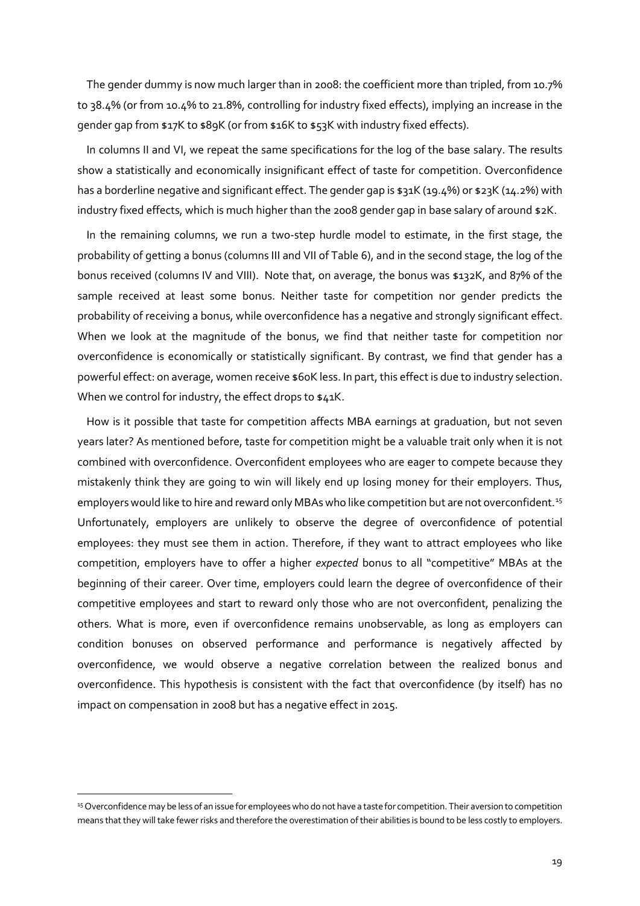The gender dummy is now much larger than in 2008: the coefficient more than tripled, from 10.7% to 38.4% (or from 10.4% to 21.8%, controlling for industry fixed effects), implying an increase in the gender gap from $17K to $89K (or from $16K to $53K with industry fixed effects).

In columns II and VI, we repeat the same specifications for the log of the base salary. The results show a statistically and economically insignificant effect of taste for competition. Overconfidence has a borderline negative and significant effect. The gender gap is $31K (19.4%) or $23K (14.2%) with industry fixed effects, which is much higher than the 2008 gender gap in base salary of around $2K.

In the remaining columns, we run a two-step hurdle model to estimate, in the first stage, the probability of getting a bonus (columns III and VII of Table 6), and in the second stage, the log of the bonus received (columns IV and VIII). Note that, on average, the bonus was $132K, and 87% of the sample received at least some bonus. Neither taste for competition nor gender predicts the probability of receiving a bonus, while overconfidence has a negative and strongly significant effect. When we look at the magnitude of the bonus, we find that neither taste for competition nor overconfidence is economically or statistically significant. By contrast, we find that gender has a powerful effect: on average, women receive $60K less. In part, this effect is due to industry selection. When we control for industry, the effect drops to $41K.

How is it possible that taste for competition affects MBA earnings at graduation, but not seven years later? As mentioned before, taste for competition might be a valuable trait only when it is not combined with overconfidence. Overconfident employees who are eager to compete because they mistakenly think they are going to win will likely end up losing money for their employers. Thus, employers would like to hire and reward only MBAs who like competition but are not overconfident.[15] Unfortunately, employers are unlikely to observe the degree of overconfidence of potential employees: they must see them in action. Therefore, if they want to attract employees who like competition, employers have to offer a higher *expected* bonus to all "competitive" MBAs at the beginning of their career. Over time, employers could learn the degree of overconfidence of their competitive employees and start to reward only those who are not overconfident, penalizing the others. What is more, even if overconfidence remains unobservable, as long as employers can condition bonuses on observed performance and performance is negatively affected by overconfidence, we would observe a negative correlation between the realized bonus and overconfidence. This hypothesis is consistent with the fact that overconfidence (by itself) has no impact on compensation in 2008 but has a negative effect in 2015.

[15] Overconfidence may be less of an issue for employees who do not have a taste for competition. Their aversion to competition means that they will take fewer risks and therefore the overestimation of their abilities is bound to be less costly to employers.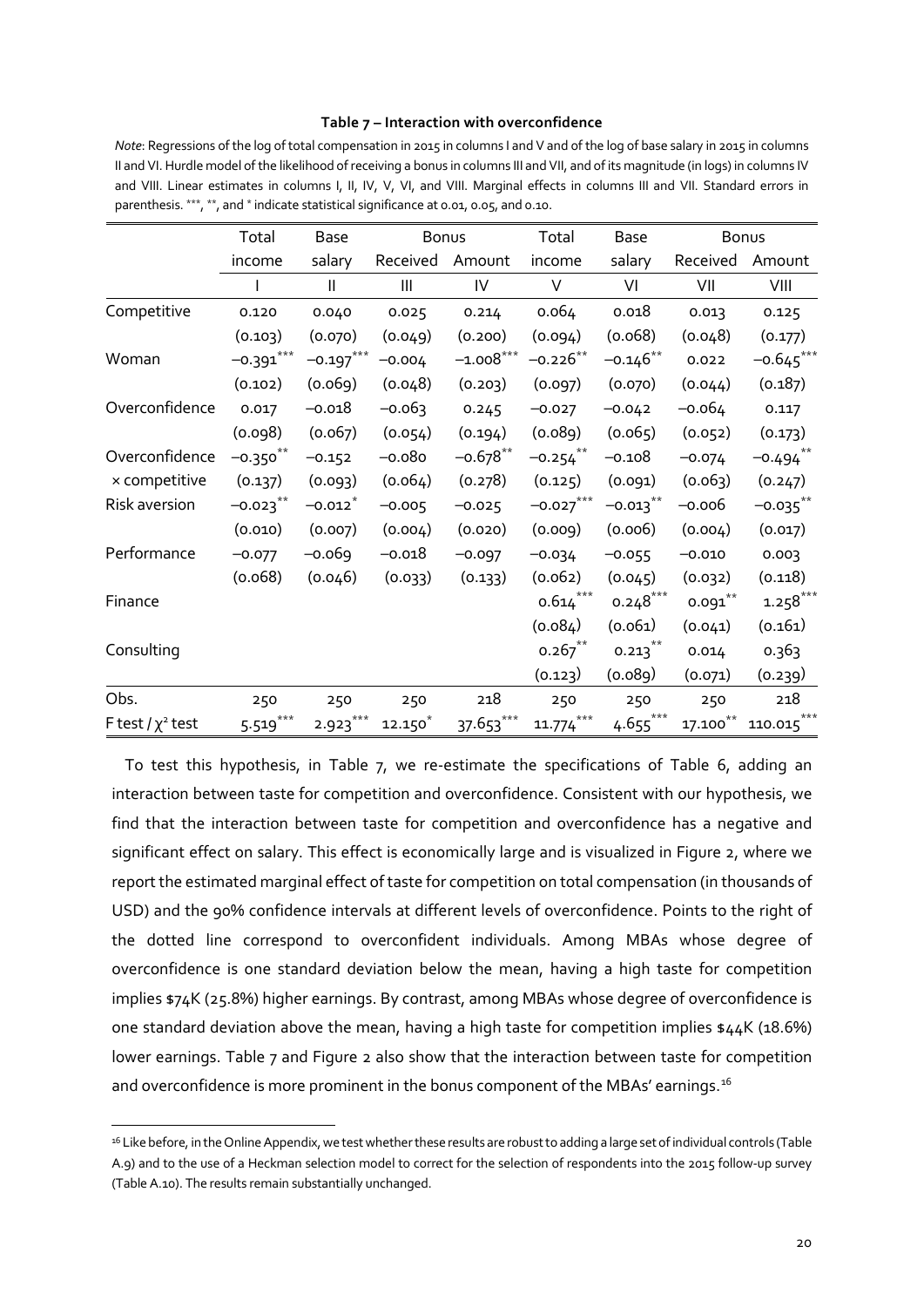**Table 7 – Interaction with overconfidence**

*Note*: Regressions of the log of total compensation in 2015 in columns I and V and of the log of base salary in 2015 in columns II and VI. Hurdle model of the likelihood of receiving a bonus in columns III and VII, and of its magnitude (in logs) in columns IV and VIII. Linear estimates in columns I, II, IV, V, VI, and VIII. Marginal effects in columns III and VII. Standard errors in parenthesis. \*\*\*, \*\*, and \* indicate statistical significance at 0.01, 0.05, and 0.10.

| | Total income | Base salary | Bonus | | Total income | Base salary | Bonus | |
|---|---|---|---|---|---|---|---|---|
| | | | Received | Amount | | | Received | Amount |
| | I | II | III | IV | V | VI | VII | VIII |
| Competitive | 0.120 | 0.040 | 0.025 | 0.214 | 0.064 | 0.018 | 0.013 | 0.125 |
| | (0.103) | (0.070) | (0.049) | (0.200) | (0.094) | (0.068) | (0.048) | (0.177) |
| Woman | −0.391*** | −0.197*** | −0.004 | −1.008*** | −0.226** | −0.146** | 0.022 | −0.645*** |
| | (0.102) | (0.069) | (0.048) | (0.203) | (0.097) | (0.070) | (0.044) | (0.187) |
| Overconfidence | 0.017 | −0.018 | −0.063 | 0.245 | −0.027 | −0.042 | −0.064 | 0.117 |
| | (0.098) | (0.067) | (0.054) | (0.194) | (0.089) | (0.065) | (0.052) | (0.173) |
| Overconfidence × competitive | −0.350** | −0.152 | −0.080 | −0.678** | −0.254** | −0.108 | −0.074 | −0.494** |
| | (0.137) | (0.093) | (0.064) | (0.278) | (0.125) | (0.091) | (0.063) | (0.247) |
| Risk aversion | −0.023** | −0.012* | −0.005 | −0.025 | −0.027*** | −0.013** | −0.006 | −0.035** |
| | (0.010) | (0.007) | (0.004) | (0.020) | (0.009) | (0.006) | (0.004) | (0.017) |
| Performance | −0.077 | −0.069 | −0.018 | −0.097 | −0.034 | −0.055 | −0.010 | 0.003 |
| | (0.068) | (0.046) | (0.033) | (0.133) | (0.062) | (0.045) | (0.032) | (0.118) |
| Finance | | | | | 0.614*** | 0.248*** | 0.091** | 1.258*** |
| | | | | | (0.084) | (0.061) | (0.041) | (0.161) |
| Consulting | | | | | 0.267** | 0.213** | 0.014 | 0.363 |
| | | | | | (0.123) | (0.089) | (0.071) | (0.239) |
| Obs. | 250 | 250 | 250 | 218 | 250 | 250 | 250 | 218 |
| F test / $\chi^2$ test | 5.519*** | 2.923*** | 12.150* | 37.653*** | 11.774*** | 4.655*** | 17.100** | 110.015*** |

To test this hypothesis, in Table 7, we re-estimate the specifications of Table 6, adding an interaction between taste for competition and overconfidence. Consistent with our hypothesis, we find that the interaction between taste for competition and overconfidence has a negative and significant effect on salary. This effect is economically large and is visualized in Figure 2, where we report the estimated marginal effect of taste for competition on total compensation (in thousands of USD) and the 90% confidence intervals at different levels of overconfidence. Points to the right of the dotted line correspond to overconfident individuals. Among MBAs whose degree of overconfidence is one standard deviation below the mean, having a high taste for competition implies $74K (25.8%) higher earnings. By contrast, among MBAs whose degree of overconfidence is one standard deviation above the mean, having a high taste for competition implies $44K (18.6%) lower earnings. Table 7 and Figure 2 also show that the interaction between taste for competition and overconfidence is more prominent in the bonus component of the MBAs' earnings.[16]

[16] Like before, in the Online Appendix, we test whether these results are robust to adding a large set of individual controls (Table A.9) and to the use of a Heckman selection model to correct for the selection of respondents into the 2015 follow-up survey (Table A.10). The results remain substantially unchanged.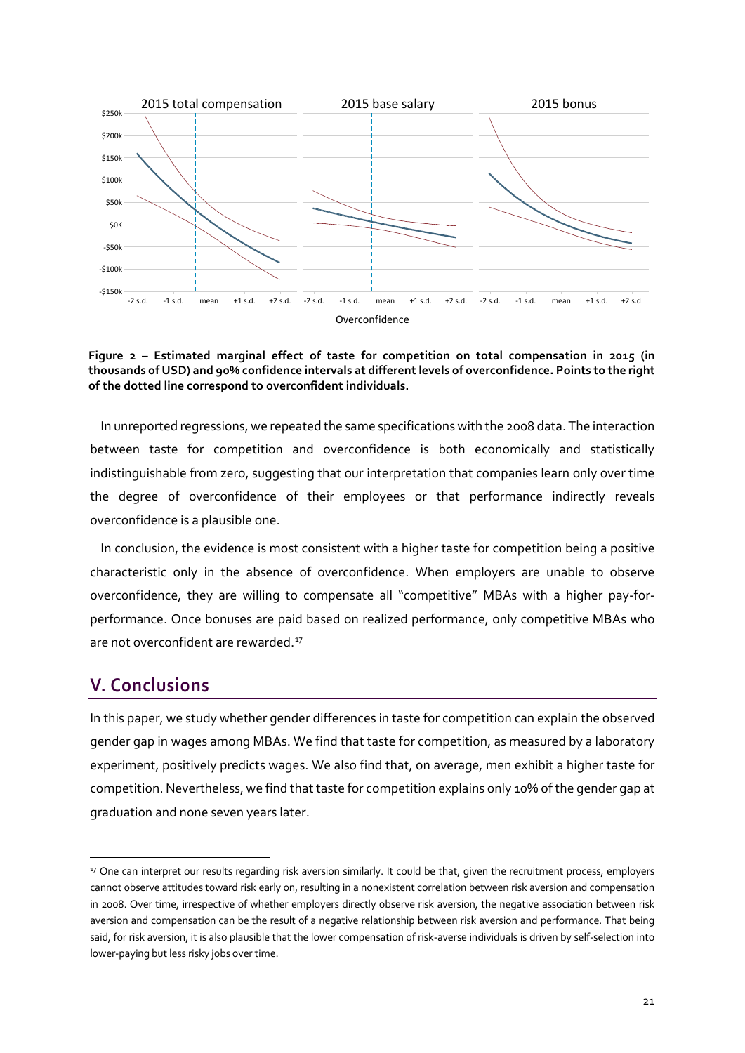**Figure 2 – Estimated marginal effect of taste for competition on total compensation in 2015 (in thousands of USD) and 90% confidence intervals at different levels of overconfidence. Points to the right of the dotted line correspond to overconfident individuals.**

In unreported regressions, we repeated the same specifications with the 2008 data. The interaction between taste for competition and overconfidence is both economically and statistically indistinguishable from zero, suggesting that our interpretation that companies learn only over time the degree of overconfidence of their employees or that performance indirectly reveals overconfidence is a plausible one.

In conclusion, the evidence is most consistent with a higher taste for competition being a positive characteristic only in the absence of overconfidence. When employers are unable to observe overconfidence, they are willing to compensate all "competitive" MBAs with a higher pay-for-performance. Once bonuses are paid based on realized performance, only competitive MBAs who are not overconfident are rewarded.[17]

## V. Conclusions

In this paper, we study whether gender differences in taste for competition can explain the observed gender gap in wages among MBAs. We find that taste for competition, as measured by a laboratory experiment, positively predicts wages. We also find that, on average, men exhibit a higher taste for competition. Nevertheless, we find that taste for competition explains only 10% of the gender gap at graduation and none seven years later.

[17] One can interpret our results regarding risk aversion similarly. It could be that, given the recruitment process, employers cannot observe attitudes toward risk early on, resulting in a nonexistent correlation between risk aversion and compensation in 2008. Over time, irrespective of whether employers directly observe risk aversion, the negative association between risk aversion and compensation can be the result of a negative relationship between risk aversion and performance. That being said, for risk aversion, it is also plausible that the lower compensation of risk-averse individuals is driven by self-selection into lower-paying but less risky jobs over time.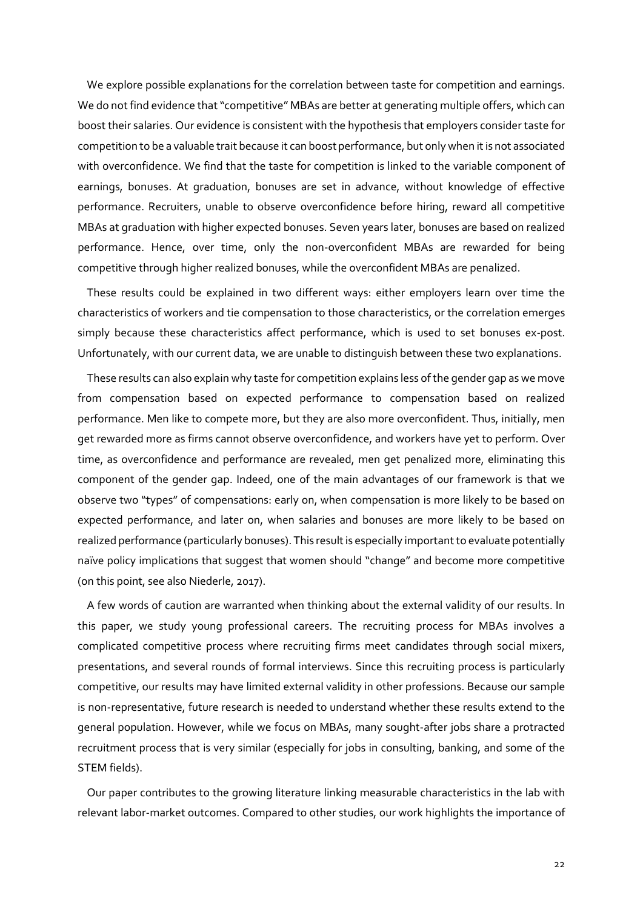We explore possible explanations for the correlation between taste for competition and earnings. We do not find evidence that "competitive" MBAs are better at generating multiple offers, which can boost their salaries. Our evidence is consistent with the hypothesis that employers consider taste for competition to be a valuable trait because it can boost performance, but only when it is not associated with overconfidence. We find that the taste for competition is linked to the variable component of earnings, bonuses. At graduation, bonuses are set in advance, without knowledge of effective performance. Recruiters, unable to observe overconfidence before hiring, reward all competitive MBAs at graduation with higher expected bonuses. Seven years later, bonuses are based on realized performance. Hence, over time, only the non-overconfident MBAs are rewarded for being competitive through higher realized bonuses, while the overconfident MBAs are penalized.

These results could be explained in two different ways: either employers learn over time the characteristics of workers and tie compensation to those characteristics, or the correlation emerges simply because these characteristics affect performance, which is used to set bonuses ex-post. Unfortunately, with our current data, we are unable to distinguish between these two explanations.

These results can also explain why taste for competition explains less of the gender gap as we move from compensation based on expected performance to compensation based on realized performance. Men like to compete more, but they are also more overconfident. Thus, initially, men get rewarded more as firms cannot observe overconfidence, and workers have yet to perform. Over time, as overconfidence and performance are revealed, men get penalized more, eliminating this component of the gender gap. Indeed, one of the main advantages of our framework is that we observe two "types" of compensations: early on, when compensation is more likely to be based on expected performance, and later on, when salaries and bonuses are more likely to be based on realized performance (particularly bonuses). This result is especially important to evaluate potentially naïve policy implications that suggest that women should "change" and become more competitive (on this point, see also Niederle, 2017).

A few words of caution are warranted when thinking about the external validity of our results. In this paper, we study young professional careers. The recruiting process for MBAs involves a complicated competitive process where recruiting firms meet candidates through social mixers, presentations, and several rounds of formal interviews. Since this recruiting process is particularly competitive, our results may have limited external validity in other professions. Because our sample is non-representative, future research is needed to understand whether these results extend to the general population. However, while we focus on MBAs, many sought-after jobs share a protracted recruitment process that is very similar (especially for jobs in consulting, banking, and some of the STEM fields).

Our paper contributes to the growing literature linking measurable characteristics in the lab with relevant labor-market outcomes. Compared to other studies, our work highlights the importance of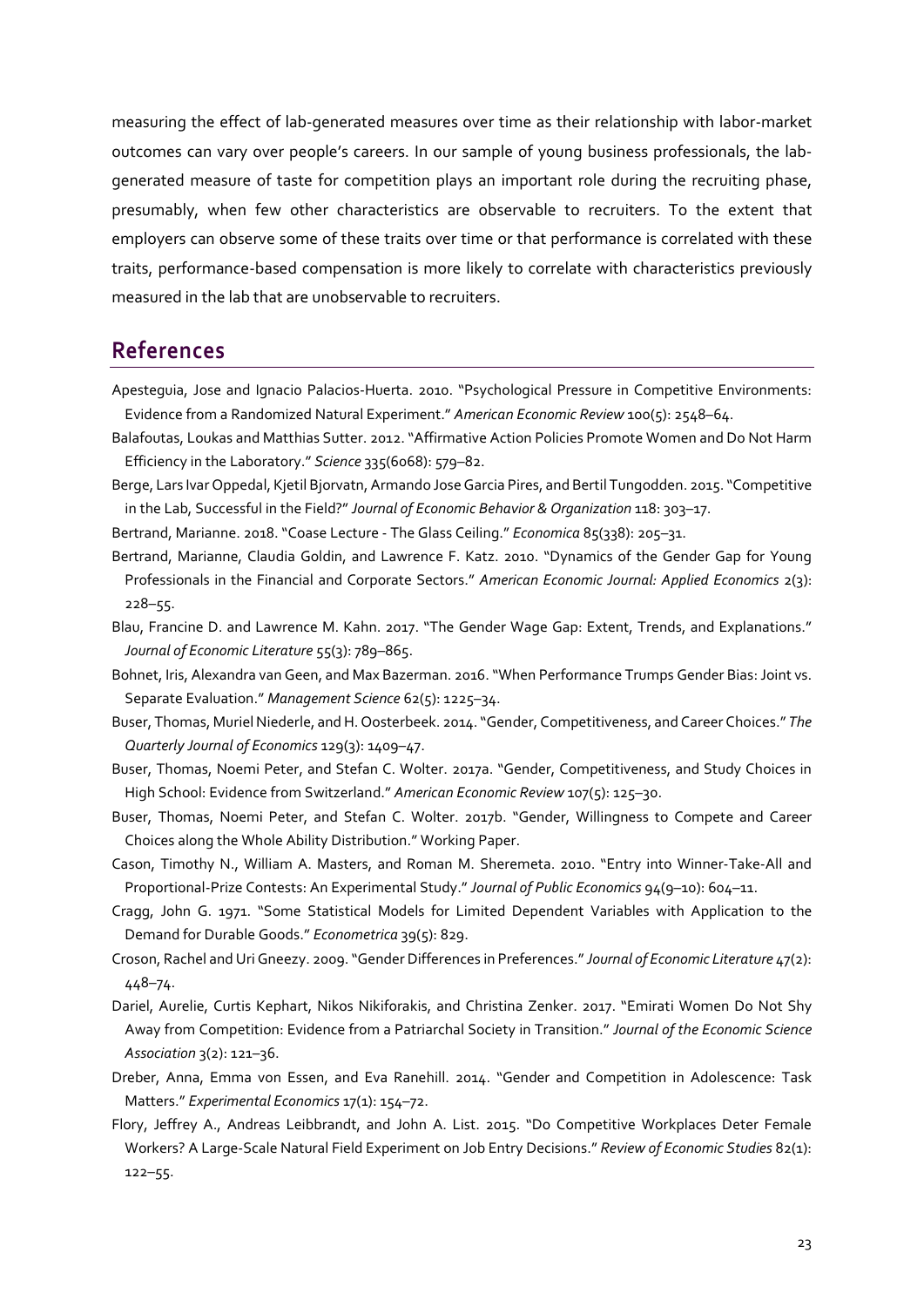measuring the effect of lab-generated measures over time as their relationship with labor-market outcomes can vary over people's careers. In our sample of young business professionals, the lab-generated measure of taste for competition plays an important role during the recruiting phase, presumably, when few other characteristics are observable to recruiters. To the extent that employers can observe some of these traits over time or that performance is correlated with these traits, performance-based compensation is more likely to correlate with characteristics previously measured in the lab that are unobservable to recruiters.

## References

Apesteguia, Jose and Ignacio Palacios-Huerta. 2010. "Psychological Pressure in Competitive Environments: Evidence from a Randomized Natural Experiment." *American Economic Review* 100(5): 2548–64.

Balafoutas, Loukas and Matthias Sutter. 2012. "Affirmative Action Policies Promote Women and Do Not Harm Efficiency in the Laboratory." *Science* 335(6068): 579–82.

Berge, Lars Ivar Oppedal, Kjetil Bjorvatn, Armando Jose Garcia Pires, and Bertil Tungodden. 2015. "Competitive in the Lab, Successful in the Field?" *Journal of Economic Behavior & Organization* 118: 303–17.

Bertrand, Marianne. 2018. "Coase Lecture - The Glass Ceiling." *Economica* 85(338): 205–31.

Bertrand, Marianne, Claudia Goldin, and Lawrence F. Katz. 2010. "Dynamics of the Gender Gap for Young Professionals in the Financial and Corporate Sectors." *American Economic Journal: Applied Economics* 2(3): 228–55.

Blau, Francine D. and Lawrence M. Kahn. 2017. "The Gender Wage Gap: Extent, Trends, and Explanations." *Journal of Economic Literature* 55(3): 789–865.

Bohnet, Iris, Alexandra van Geen, and Max Bazerman. 2016. "When Performance Trumps Gender Bias: Joint vs. Separate Evaluation." *Management Science* 62(5): 1225–34.

Buser, Thomas, Muriel Niederle, and H. Oosterbeek. 2014. "Gender, Competitiveness, and Career Choices." *The Quarterly Journal of Economics* 129(3): 1409–47.

Buser, Thomas, Noemi Peter, and Stefan C. Wolter. 2017a. "Gender, Competitiveness, and Study Choices in High School: Evidence from Switzerland." *American Economic Review* 107(5): 125–30.

Buser, Thomas, Noemi Peter, and Stefan C. Wolter. 2017b. "Gender, Willingness to Compete and Career Choices along the Whole Ability Distribution." Working Paper.

Cason, Timothy N., William A. Masters, and Roman M. Sheremeta. 2010. "Entry into Winner-Take-All and Proportional-Prize Contests: An Experimental Study." *Journal of Public Economics* 94(9–10): 604–11.

Cragg, John G. 1971. "Some Statistical Models for Limited Dependent Variables with Application to the Demand for Durable Goods." *Econometrica* 39(5): 829.

Croson, Rachel and Uri Gneezy. 2009. "Gender Differences in Preferences." *Journal of Economic Literature* 47(2): 448–74.

Dariel, Aurelie, Curtis Kephart, Nikos Nikiforakis, and Christina Zenker. 2017. "Emirati Women Do Not Shy Away from Competition: Evidence from a Patriarchal Society in Transition." *Journal of the Economic Science Association* 3(2): 121–36.

Dreber, Anna, Emma von Essen, and Eva Ranehill. 2014. "Gender and Competition in Adolescence: Task Matters." *Experimental Economics* 17(1): 154–72.

Flory, Jeffrey A., Andreas Leibbrandt, and John A. List. 2015. "Do Competitive Workplaces Deter Female Workers? A Large-Scale Natural Field Experiment on Job Entry Decisions." *Review of Economic Studies* 82(1): 122–55.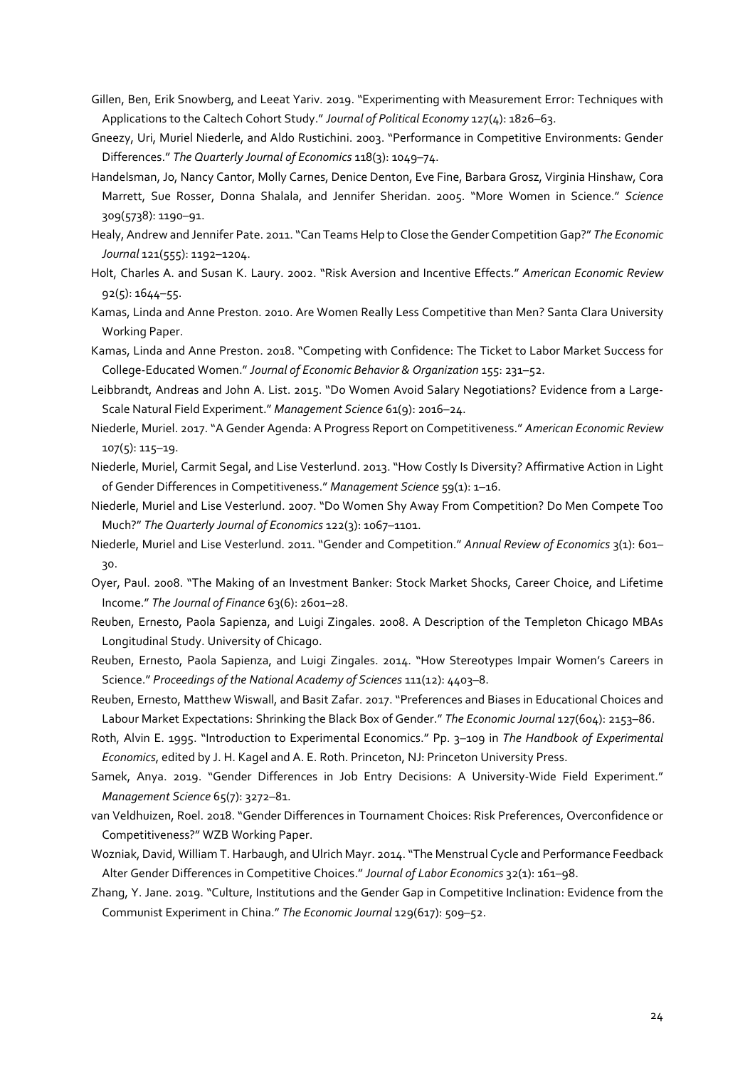Gillen, Ben, Erik Snowberg, and Leeat Yariv. 2019. "Experimenting with Measurement Error: Techniques with Applications to the Caltech Cohort Study." *Journal of Political Economy* 127(4): 1826–63.

Gneezy, Uri, Muriel Niederle, and Aldo Rustichini. 2003. "Performance in Competitive Environments: Gender Differences." *The Quarterly Journal of Economics* 118(3): 1049–74.

Handelsman, Jo, Nancy Cantor, Molly Carnes, Denice Denton, Eve Fine, Barbara Grosz, Virginia Hinshaw, Cora Marrett, Sue Rosser, Donna Shalala, and Jennifer Sheridan. 2005. "More Women in Science." *Science* 309(5738): 1190–91.

Healy, Andrew and Jennifer Pate. 2011. "Can Teams Help to Close the Gender Competition Gap?" *The Economic Journal* 121(555): 1192–1204.

Holt, Charles A. and Susan K. Laury. 2002. "Risk Aversion and Incentive Effects." *American Economic Review* 92(5): 1644–55.

Kamas, Linda and Anne Preston. 2010. Are Women Really Less Competitive than Men? Santa Clara University Working Paper.

Kamas, Linda and Anne Preston. 2018. "Competing with Confidence: The Ticket to Labor Market Success for College-Educated Women." *Journal of Economic Behavior & Organization* 155: 231–52.

Leibbrandt, Andreas and John A. List. 2015. "Do Women Avoid Salary Negotiations? Evidence from a Large-Scale Natural Field Experiment." *Management Science* 61(9): 2016–24.

Niederle, Muriel. 2017. "A Gender Agenda: A Progress Report on Competitiveness." *American Economic Review* 107(5): 115–19.

Niederle, Muriel, Carmit Segal, and Lise Vesterlund. 2013. "How Costly Is Diversity? Affirmative Action in Light of Gender Differences in Competitiveness." *Management Science* 59(1): 1–16.

Niederle, Muriel and Lise Vesterlund. 2007. "Do Women Shy Away From Competition? Do Men Compete Too Much?" *The Quarterly Journal of Economics* 122(3): 1067–1101.

Niederle, Muriel and Lise Vesterlund. 2011. "Gender and Competition." *Annual Review of Economics* 3(1): 601–30.

Oyer, Paul. 2008. "The Making of an Investment Banker: Stock Market Shocks, Career Choice, and Lifetime Income." *The Journal of Finance* 63(6): 2601–28.

Reuben, Ernesto, Paola Sapienza, and Luigi Zingales. 2008. A Description of the Templeton Chicago MBAs Longitudinal Study. University of Chicago.

Reuben, Ernesto, Paola Sapienza, and Luigi Zingales. 2014. "How Stereotypes Impair Women's Careers in Science." *Proceedings of the National Academy of Sciences* 111(12): 4403–8.

Reuben, Ernesto, Matthew Wiswall, and Basit Zafar. 2017. "Preferences and Biases in Educational Choices and Labour Market Expectations: Shrinking the Black Box of Gender." *The Economic Journal* 127(604): 2153–86.

Roth, Alvin E. 1995. "Introduction to Experimental Economics." Pp. 3–109 in *The Handbook of Experimental Economics*, edited by J. H. Kagel and A. E. Roth. Princeton, NJ: Princeton University Press.

Samek, Anya. 2019. "Gender Differences in Job Entry Decisions: A University-Wide Field Experiment." *Management Science* 65(7): 3272–81.

van Veldhuizen, Roel. 2018. "Gender Differences in Tournament Choices: Risk Preferences, Overconfidence or Competitiveness?" WZB Working Paper.

Wozniak, David, William T. Harbaugh, and Ulrich Mayr. 2014. "The Menstrual Cycle and Performance Feedback Alter Gender Differences in Competitive Choices." *Journal of Labor Economics* 32(1): 161–98.

Zhang, Y. Jane. 2019. "Culture, Institutions and the Gender Gap in Competitive Inclination: Evidence from the Communist Experiment in China." *The Economic Journal* 129(617): 509–52.